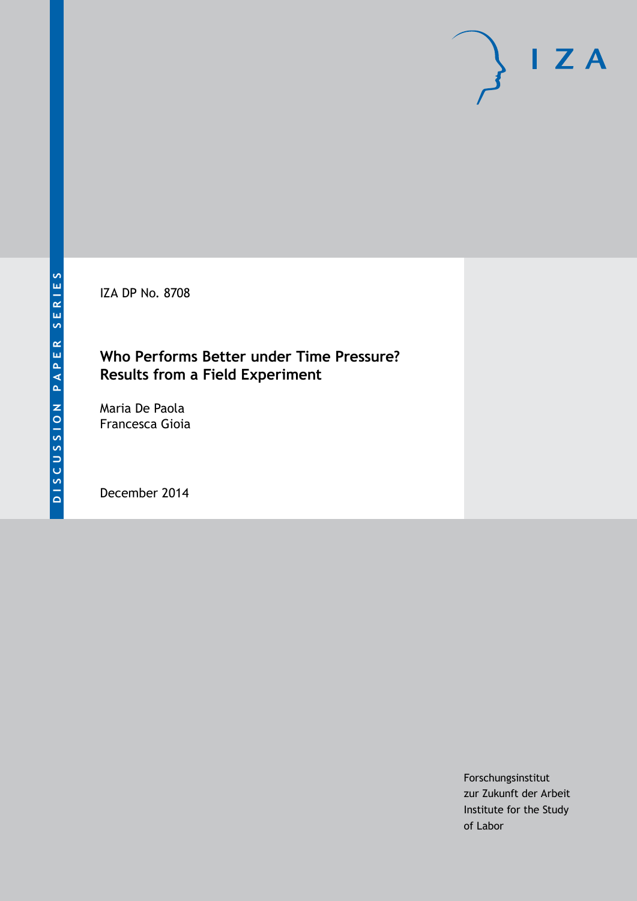DISCUSSION PAPER SERIES

I Z A

IZA DP No. 8708

# Who Performs Better under Time Pressure? Results from a Field Experiment

Maria De Paola
Francesca Gioia

December 2014

Forschungsinstitut
zur Zukunft der Arbeit
Institute for the Study
of Labor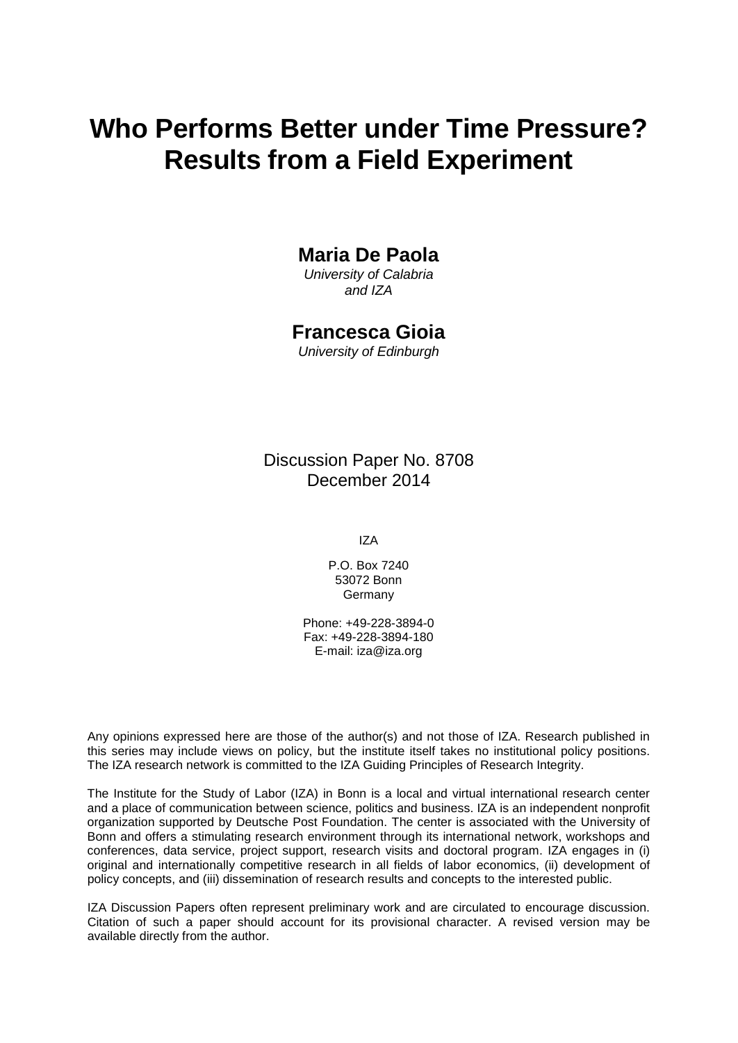# Who Performs Better under Time Pressure? Results from a Field Experiment

**Maria De Paola**
*University of Calabria and IZA*

**Francesca Gioia**
*University of Edinburgh*

Discussion Paper No. 8708
December 2014

IZA

P.O. Box 7240
53072 Bonn
Germany

Phone: +49-228-3894-0
Fax: +49-228-3894-180
E-mail: iza@iza.org

Any opinions expressed here are those of the author(s) and not those of IZA. Research published in this series may include views on policy, but the institute itself takes no institutional policy positions. The IZA research network is committed to the IZA Guiding Principles of Research Integrity.

The Institute for the Study of Labor (IZA) in Bonn is a local and virtual international research center and a place of communication between science, politics and business. IZA is an independent nonprofit organization supported by Deutsche Post Foundation. The center is associated with the University of Bonn and offers a stimulating research environment through its international network, workshops and conferences, data service, project support, research visits and doctoral program. IZA engages in (i) original and internationally competitive research in all fields of labor economics, (ii) development of policy concepts, and (iii) dissemination of research results and concepts to the interested public.

IZA Discussion Papers often represent preliminary work and are circulated to encourage discussion. Citation of such a paper should account for its provisional character. A revised version may be available directly from the author.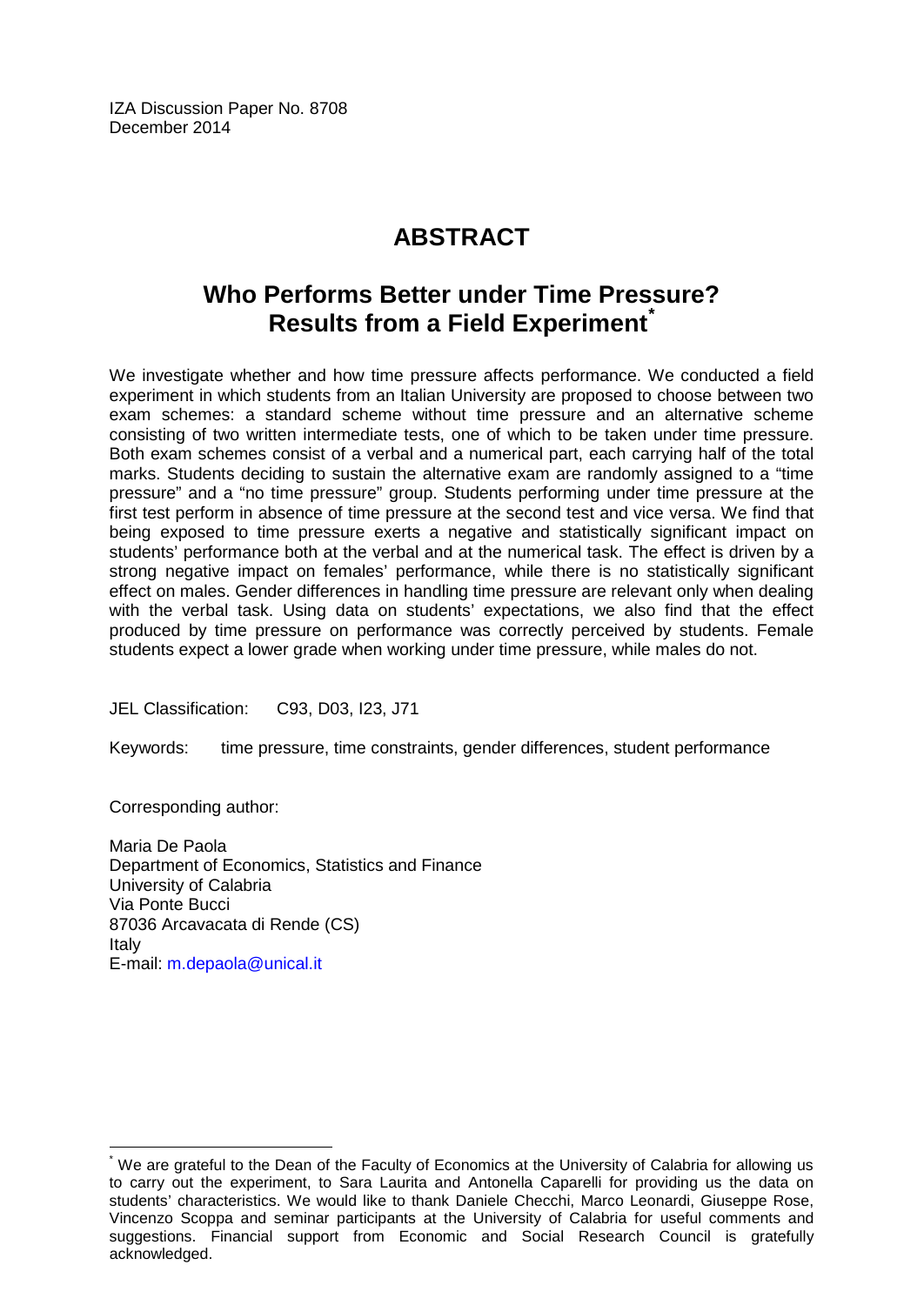IZA Discussion Paper No. 8708
December 2014

# ABSTRACT

## Who Performs Better under Time Pressure? Results from a Field Experiment*

We investigate whether and how time pressure affects performance. We conducted a field experiment in which students from an Italian University are proposed to choose between two exam schemes: a standard scheme without time pressure and an alternative scheme consisting of two written intermediate tests, one of which to be taken under time pressure. Both exam schemes consist of a verbal and a numerical part, each carrying half of the total marks. Students deciding to sustain the alternative exam are randomly assigned to a "time pressure" and a "no time pressure" group. Students performing under time pressure at the first test perform in absence of time pressure at the second test and vice versa. We find that being exposed to time pressure exerts a negative and statistically significant impact on students' performance both at the verbal and at the numerical task. The effect is driven by a strong negative impact on females' performance, while there is no statistically significant effect on males. Gender differences in handling time pressure are relevant only when dealing with the verbal task. Using data on students' expectations, we also find that the effect produced by time pressure on performance was correctly perceived by students. Female students expect a lower grade when working under time pressure, while males do not.

JEL Classification: C93, D03, I23, J71

Keywords: time pressure, time constraints, gender differences, student performance

Corresponding author:

Maria De Paola
Department of Economics, Statistics and Finance
University of Calabria
Via Ponte Bucci
87036 Arcavacata di Rende (CS)
Italy
E-mail: m.depaola@unical.it

---

* We are grateful to the Dean of the Faculty of Economics at the University of Calabria for allowing us to carry out the experiment, to Sara Laurita and Antonella Caparelli for providing us the data on students' characteristics. We would like to thank Daniele Checchi, Marco Leonardi, Giuseppe Rose, Vincenzo Scoppa and seminar participants at the University of Calabria for useful comments and suggestions. Financial support from Economic and Social Research Council is gratefully acknowledged.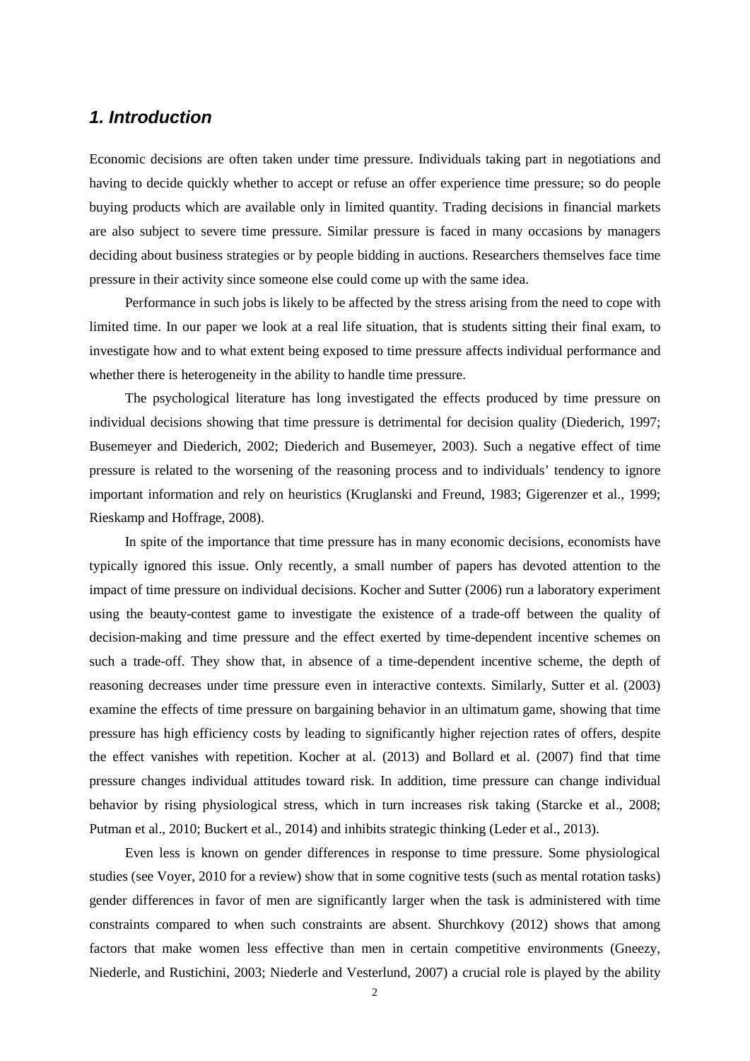## *1. Introduction*

Economic decisions are often taken under time pressure. Individuals taking part in negotiations and having to decide quickly whether to accept or refuse an offer experience time pressure; so do people buying products which are available only in limited quantity. Trading decisions in financial markets are also subject to severe time pressure. Similar pressure is faced in many occasions by managers deciding about business strategies or by people bidding in auctions. Researchers themselves face time pressure in their activity since someone else could come up with the same idea.

Performance in such jobs is likely to be affected by the stress arising from the need to cope with limited time. In our paper we look at a real life situation, that is students sitting their final exam, to investigate how and to what extent being exposed to time pressure affects individual performance and whether there is heterogeneity in the ability to handle time pressure.

The psychological literature has long investigated the effects produced by time pressure on individual decisions showing that time pressure is detrimental for decision quality (Diederich, 1997; Busemeyer and Diederich, 2002; Diederich and Busemeyer, 2003). Such a negative effect of time pressure is related to the worsening of the reasoning process and to individuals' tendency to ignore important information and rely on heuristics (Kruglanski and Freund, 1983; Gigerenzer et al., 1999; Rieskamp and Hoffrage, 2008).

In spite of the importance that time pressure has in many economic decisions, economists have typically ignored this issue. Only recently, a small number of papers has devoted attention to the impact of time pressure on individual decisions. Kocher and Sutter (2006) run a laboratory experiment using the beauty-contest game to investigate the existence of a trade-off between the quality of decision-making and time pressure and the effect exerted by time-dependent incentive schemes on such a trade-off. They show that, in absence of a time-dependent incentive scheme, the depth of reasoning decreases under time pressure even in interactive contexts. Similarly, Sutter et al. (2003) examine the effects of time pressure on bargaining behavior in an ultimatum game, showing that time pressure has high efficiency costs by leading to significantly higher rejection rates of offers, despite the effect vanishes with repetition. Kocher at al. (2013) and Bollard et al. (2007) find that time pressure changes individual attitudes toward risk. In addition, time pressure can change individual behavior by rising physiological stress, which in turn increases risk taking (Starcke et al., 2008; Putman et al., 2010; Buckert et al., 2014) and inhibits strategic thinking (Leder et al., 2013).

Even less is known on gender differences in response to time pressure. Some physiological studies (see Voyer, 2010 for a review) show that in some cognitive tests (such as mental rotation tasks) gender differences in favor of men are significantly larger when the task is administered with time constraints compared to when such constraints are absent. Shurchkovy (2012) shows that among factors that make women less effective than men in certain competitive environments (Gneezy, Niederle, and Rustichini, 2003; Niederle and Vesterlund, 2007) a crucial role is played by the ability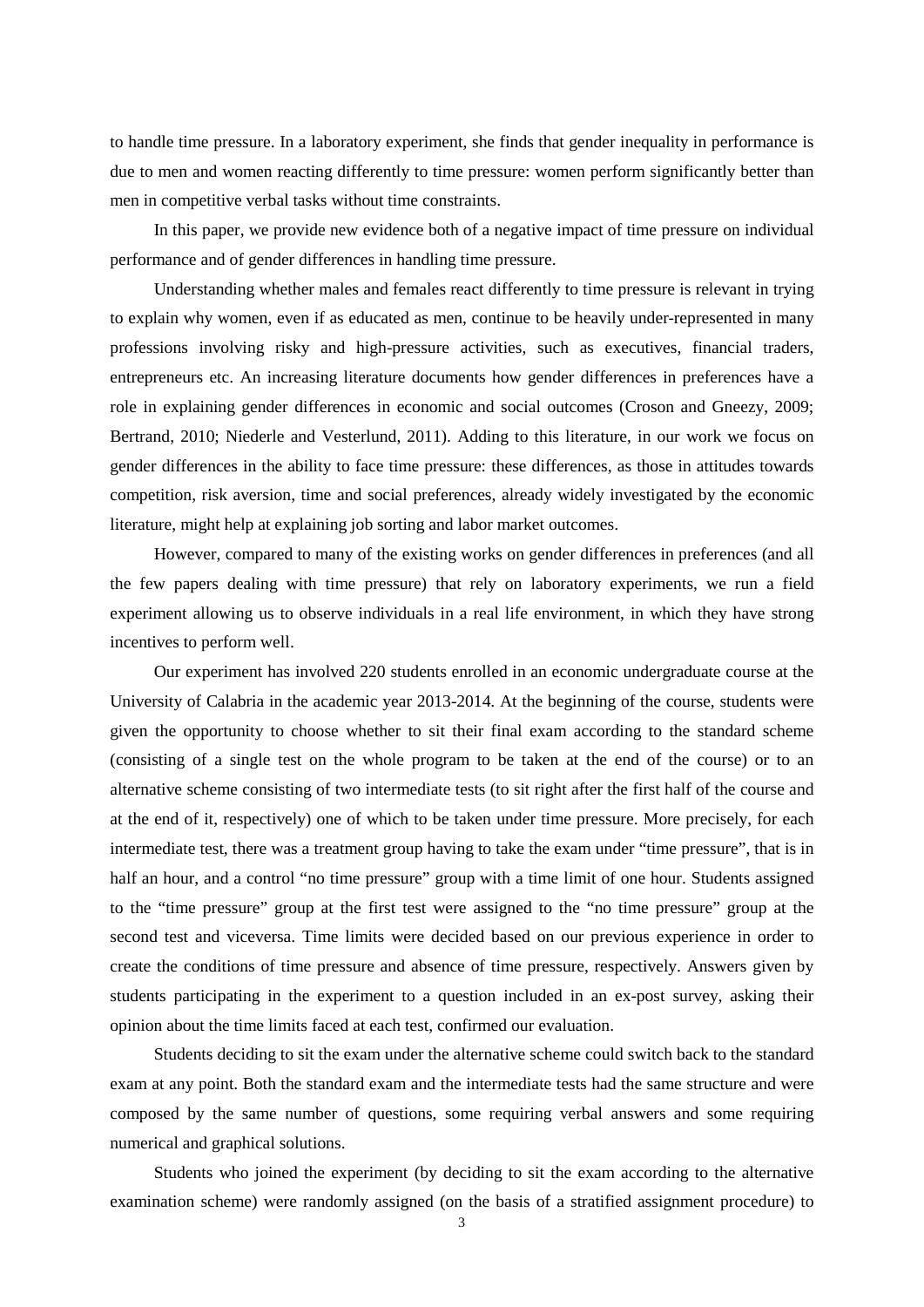to handle time pressure. In a laboratory experiment, she finds that gender inequality in performance is due to men and women reacting differently to time pressure: women perform significantly better than men in competitive verbal tasks without time constraints.

In this paper, we provide new evidence both of a negative impact of time pressure on individual performance and of gender differences in handling time pressure.

Understanding whether males and females react differently to time pressure is relevant in trying to explain why women, even if as educated as men, continue to be heavily under-represented in many professions involving risky and high-pressure activities, such as executives, financial traders, entrepreneurs etc. An increasing literature documents how gender differences in preferences have a role in explaining gender differences in economic and social outcomes (Croson and Gneezy, 2009; Bertrand, 2010; Niederle and Vesterlund, 2011). Adding to this literature, in our work we focus on gender differences in the ability to face time pressure: these differences, as those in attitudes towards competition, risk aversion, time and social preferences, already widely investigated by the economic literature, might help at explaining job sorting and labor market outcomes.

However, compared to many of the existing works on gender differences in preferences (and all the few papers dealing with time pressure) that rely on laboratory experiments, we run a field experiment allowing us to observe individuals in a real life environment, in which they have strong incentives to perform well.

Our experiment has involved 220 students enrolled in an economic undergraduate course at the University of Calabria in the academic year 2013-2014. At the beginning of the course, students were given the opportunity to choose whether to sit their final exam according to the standard scheme (consisting of a single test on the whole program to be taken at the end of the course) or to an alternative scheme consisting of two intermediate tests (to sit right after the first half of the course and at the end of it, respectively) one of which to be taken under time pressure. More precisely, for each intermediate test, there was a treatment group having to take the exam under "time pressure", that is in half an hour, and a control "no time pressure" group with a time limit of one hour. Students assigned to the "time pressure" group at the first test were assigned to the "no time pressure" group at the second test and viceversa. Time limits were decided based on our previous experience in order to create the conditions of time pressure and absence of time pressure, respectively. Answers given by students participating in the experiment to a question included in an ex-post survey, asking their opinion about the time limits faced at each test, confirmed our evaluation.

Students deciding to sit the exam under the alternative scheme could switch back to the standard exam at any point. Both the standard exam and the intermediate tests had the same structure and were composed by the same number of questions, some requiring verbal answers and some requiring numerical and graphical solutions.

Students who joined the experiment (by deciding to sit the exam according to the alternative examination scheme) were randomly assigned (on the basis of a stratified assignment procedure) to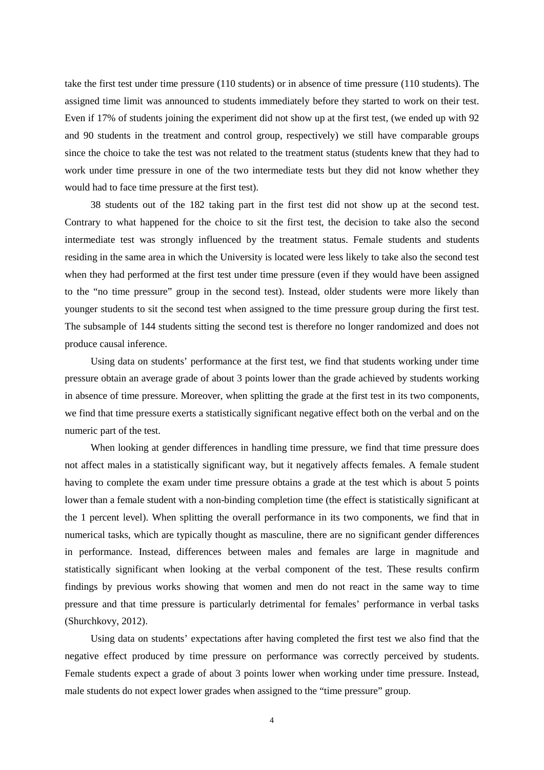take the first test under time pressure (110 students) or in absence of time pressure (110 students). The assigned time limit was announced to students immediately before they started to work on their test. Even if 17% of students joining the experiment did not show up at the first test, (we ended up with 92 and 90 students in the treatment and control group, respectively) we still have comparable groups since the choice to take the test was not related to the treatment status (students knew that they had to work under time pressure in one of the two intermediate tests but they did not know whether they would had to face time pressure at the first test).

38 students out of the 182 taking part in the first test did not show up at the second test. Contrary to what happened for the choice to sit the first test, the decision to take also the second intermediate test was strongly influenced by the treatment status. Female students and students residing in the same area in which the University is located were less likely to take also the second test when they had performed at the first test under time pressure (even if they would have been assigned to the "no time pressure" group in the second test). Instead, older students were more likely than younger students to sit the second test when assigned to the time pressure group during the first test. The subsample of 144 students sitting the second test is therefore no longer randomized and does not produce causal inference.

Using data on students' performance at the first test, we find that students working under time pressure obtain an average grade of about 3 points lower than the grade achieved by students working in absence of time pressure. Moreover, when splitting the grade at the first test in its two components, we find that time pressure exerts a statistically significant negative effect both on the verbal and on the numeric part of the test.

When looking at gender differences in handling time pressure, we find that time pressure does not affect males in a statistically significant way, but it negatively affects females. A female student having to complete the exam under time pressure obtains a grade at the test which is about 5 points lower than a female student with a non-binding completion time (the effect is statistically significant at the 1 percent level). When splitting the overall performance in its two components, we find that in numerical tasks, which are typically thought as masculine, there are no significant gender differences in performance. Instead, differences between males and females are large in magnitude and statistically significant when looking at the verbal component of the test. These results confirm findings by previous works showing that women and men do not react in the same way to time pressure and that time pressure is particularly detrimental for females' performance in verbal tasks (Shurchkovy, 2012).

Using data on students' expectations after having completed the first test we also find that the negative effect produced by time pressure on performance was correctly perceived by students. Female students expect a grade of about 3 points lower when working under time pressure. Instead, male students do not expect lower grades when assigned to the "time pressure" group.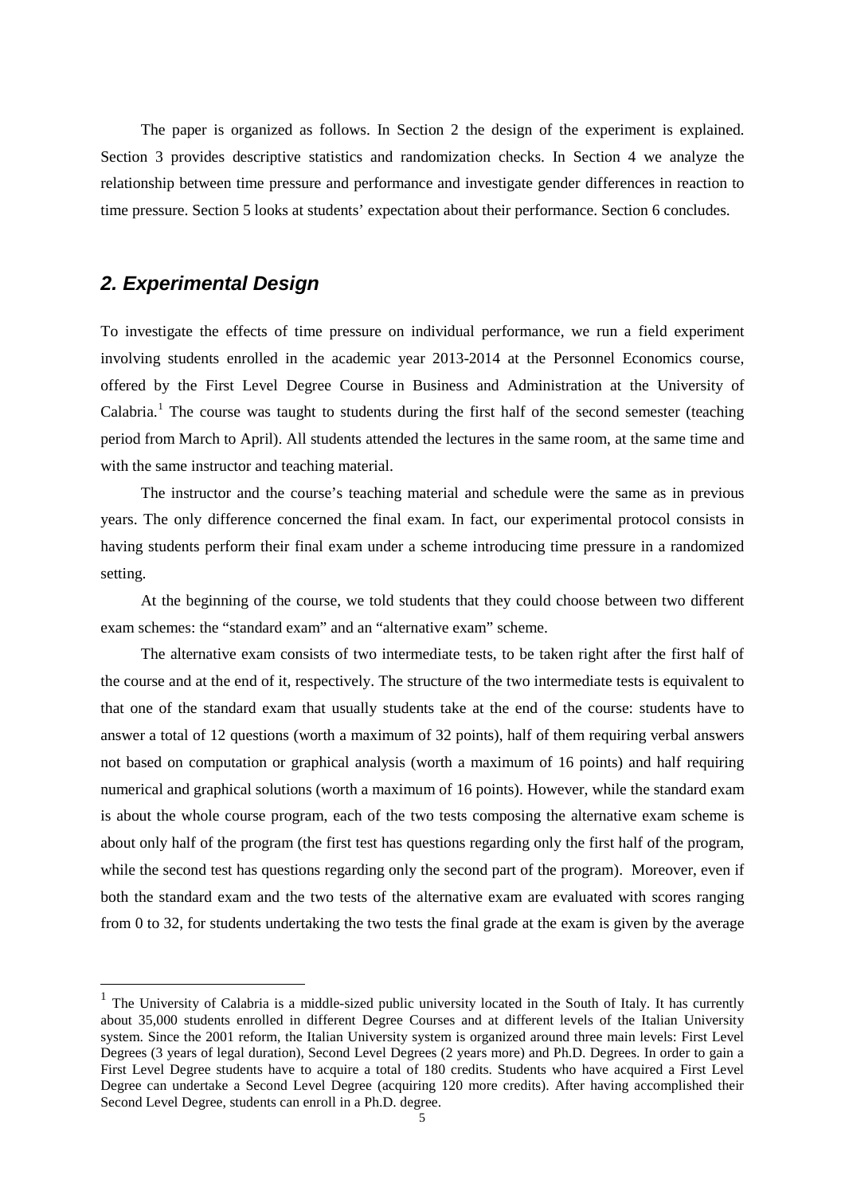The paper is organized as follows. In Section 2 the design of the experiment is explained. Section 3 provides descriptive statistics and randomization checks. In Section 4 we analyze the relationship between time pressure and performance and investigate gender differences in reaction to time pressure. Section 5 looks at students' expectation about their performance. Section 6 concludes.

## *2. Experimental Design*

To investigate the effects of time pressure on individual performance, we run a field experiment involving students enrolled in the academic year 2013-2014 at the Personnel Economics course, offered by the First Level Degree Course in Business and Administration at the University of Calabria.[1] The course was taught to students during the first half of the second semester (teaching period from March to April). All students attended the lectures in the same room, at the same time and with the same instructor and teaching material.

The instructor and the course's teaching material and schedule were the same as in previous years. The only difference concerned the final exam. In fact, our experimental protocol consists in having students perform their final exam under a scheme introducing time pressure in a randomized setting.

At the beginning of the course, we told students that they could choose between two different exam schemes: the "standard exam" and an "alternative exam" scheme.

The alternative exam consists of two intermediate tests, to be taken right after the first half of the course and at the end of it, respectively. The structure of the two intermediate tests is equivalent to that one of the standard exam that usually students take at the end of the course: students have to answer a total of 12 questions (worth a maximum of 32 points), half of them requiring verbal answers not based on computation or graphical analysis (worth a maximum of 16 points) and half requiring numerical and graphical solutions (worth a maximum of 16 points). However, while the standard exam is about the whole course program, each of the two tests composing the alternative exam scheme is about only half of the program (the first test has questions regarding only the first half of the program, while the second test has questions regarding only the second part of the program). Moreover, even if both the standard exam and the two tests of the alternative exam are evaluated with scores ranging from 0 to 32, for students undertaking the two tests the final grade at the exam is given by the average

[1] The University of Calabria is a middle-sized public university located in the South of Italy. It has currently about 35,000 students enrolled in different Degree Courses and at different levels of the Italian University system. Since the 2001 reform, the Italian University system is organized around three main levels: First Level Degrees (3 years of legal duration), Second Level Degrees (2 years more) and Ph.D. Degrees. In order to gain a First Level Degree students have to acquire a total of 180 credits. Students who have acquired a First Level Degree can undertake a Second Level Degree (acquiring 120 more credits). After having accomplished their Second Level Degree, students can enroll in a Ph.D. degree.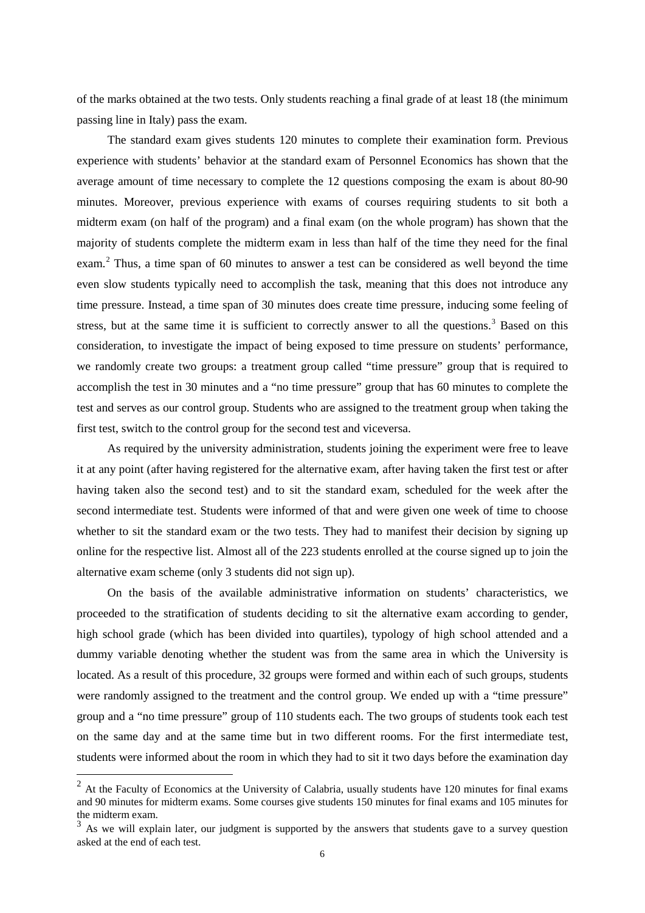of the marks obtained at the two tests. Only students reaching a final grade of at least 18 (the minimum passing line in Italy) pass the exam.

The standard exam gives students 120 minutes to complete their examination form. Previous experience with students' behavior at the standard exam of Personnel Economics has shown that the average amount of time necessary to complete the 12 questions composing the exam is about 80-90 minutes. Moreover, previous experience with exams of courses requiring students to sit both a midterm exam (on half of the program) and a final exam (on the whole program) has shown that the majority of students complete the midterm exam in less than half of the time they need for the final exam.[2] Thus, a time span of 60 minutes to answer a test can be considered as well beyond the time even slow students typically need to accomplish the task, meaning that this does not introduce any time pressure. Instead, a time span of 30 minutes does create time pressure, inducing some feeling of stress, but at the same time it is sufficient to correctly answer to all the questions.[3] Based on this consideration, to investigate the impact of being exposed to time pressure on students' performance, we randomly create two groups: a treatment group called "time pressure" group that is required to accomplish the test in 30 minutes and a "no time pressure" group that has 60 minutes to complete the test and serves as our control group. Students who are assigned to the treatment group when taking the first test, switch to the control group for the second test and viceversa.

As required by the university administration, students joining the experiment were free to leave it at any point (after having registered for the alternative exam, after having taken the first test or after having taken also the second test) and to sit the standard exam, scheduled for the week after the second intermediate test. Students were informed of that and were given one week of time to choose whether to sit the standard exam or the two tests. They had to manifest their decision by signing up online for the respective list. Almost all of the 223 students enrolled at the course signed up to join the alternative exam scheme (only 3 students did not sign up).

On the basis of the available administrative information on students' characteristics, we proceeded to the stratification of students deciding to sit the alternative exam according to gender, high school grade (which has been divided into quartiles), typology of high school attended and a dummy variable denoting whether the student was from the same area in which the University is located. As a result of this procedure, 32 groups were formed and within each of such groups, students were randomly assigned to the treatment and the control group. We ended up with a "time pressure" group and a "no time pressure" group of 110 students each. The two groups of students took each test on the same day and at the same time but in two different rooms. For the first intermediate test, students were informed about the room in which they had to sit it two days before the examination day

---

[2] At the Faculty of Economics at the University of Calabria, usually students have 120 minutes for final exams and 90 minutes for midterm exams. Some courses give students 150 minutes for final exams and 105 minutes for the midterm exam.

[3] As we will explain later, our judgment is supported by the answers that students gave to a survey question asked at the end of each test.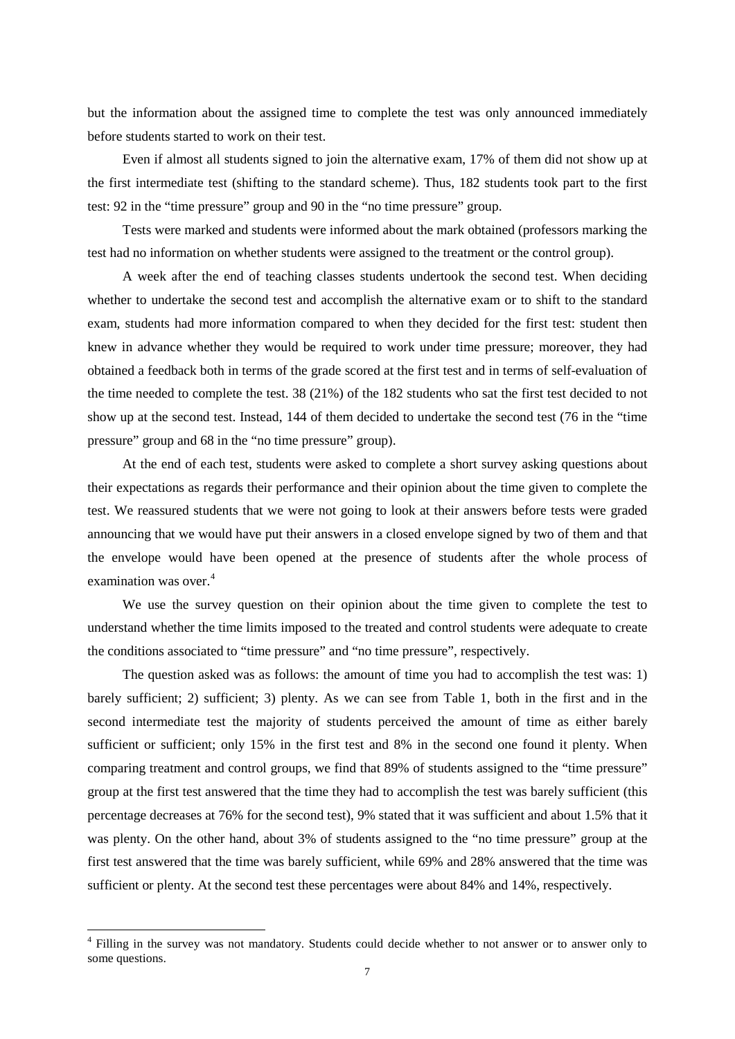but the information about the assigned time to complete the test was only announced immediately before students started to work on their test.

Even if almost all students signed to join the alternative exam, 17% of them did not show up at the first intermediate test (shifting to the standard scheme). Thus, 182 students took part to the first test: 92 in the "time pressure" group and 90 in the "no time pressure" group.

Tests were marked and students were informed about the mark obtained (professors marking the test had no information on whether students were assigned to the treatment or the control group).

A week after the end of teaching classes students undertook the second test. When deciding whether to undertake the second test and accomplish the alternative exam or to shift to the standard exam, students had more information compared to when they decided for the first test: student then knew in advance whether they would be required to work under time pressure; moreover, they had obtained a feedback both in terms of the grade scored at the first test and in terms of self-evaluation of the time needed to complete the test. 38 (21%) of the 182 students who sat the first test decided to not show up at the second test. Instead, 144 of them decided to undertake the second test (76 in the "time pressure" group and 68 in the "no time pressure" group).

At the end of each test, students were asked to complete a short survey asking questions about their expectations as regards their performance and their opinion about the time given to complete the test. We reassured students that we were not going to look at their answers before tests were graded announcing that we would have put their answers in a closed envelope signed by two of them and that the envelope would have been opened at the presence of students after the whole process of examination was over.[4]

We use the survey question on their opinion about the time given to complete the test to understand whether the time limits imposed to the treated and control students were adequate to create the conditions associated to "time pressure" and "no time pressure", respectively.

The question asked was as follows: the amount of time you had to accomplish the test was: 1) barely sufficient; 2) sufficient; 3) plenty. As we can see from Table 1, both in the first and in the second intermediate test the majority of students perceived the amount of time as either barely sufficient or sufficient; only 15% in the first test and 8% in the second one found it plenty. When comparing treatment and control groups, we find that 89% of students assigned to the "time pressure" group at the first test answered that the time they had to accomplish the test was barely sufficient (this percentage decreases at 76% for the second test), 9% stated that it was sufficient and about 1.5% that it was plenty. On the other hand, about 3% of students assigned to the "no time pressure" group at the first test answered that the time was barely sufficient, while 69% and 28% answered that the time was sufficient or plenty. At the second test these percentages were about 84% and 14%, respectively.

[4] Filling in the survey was not mandatory. Students could decide whether to not answer or to answer only to some questions.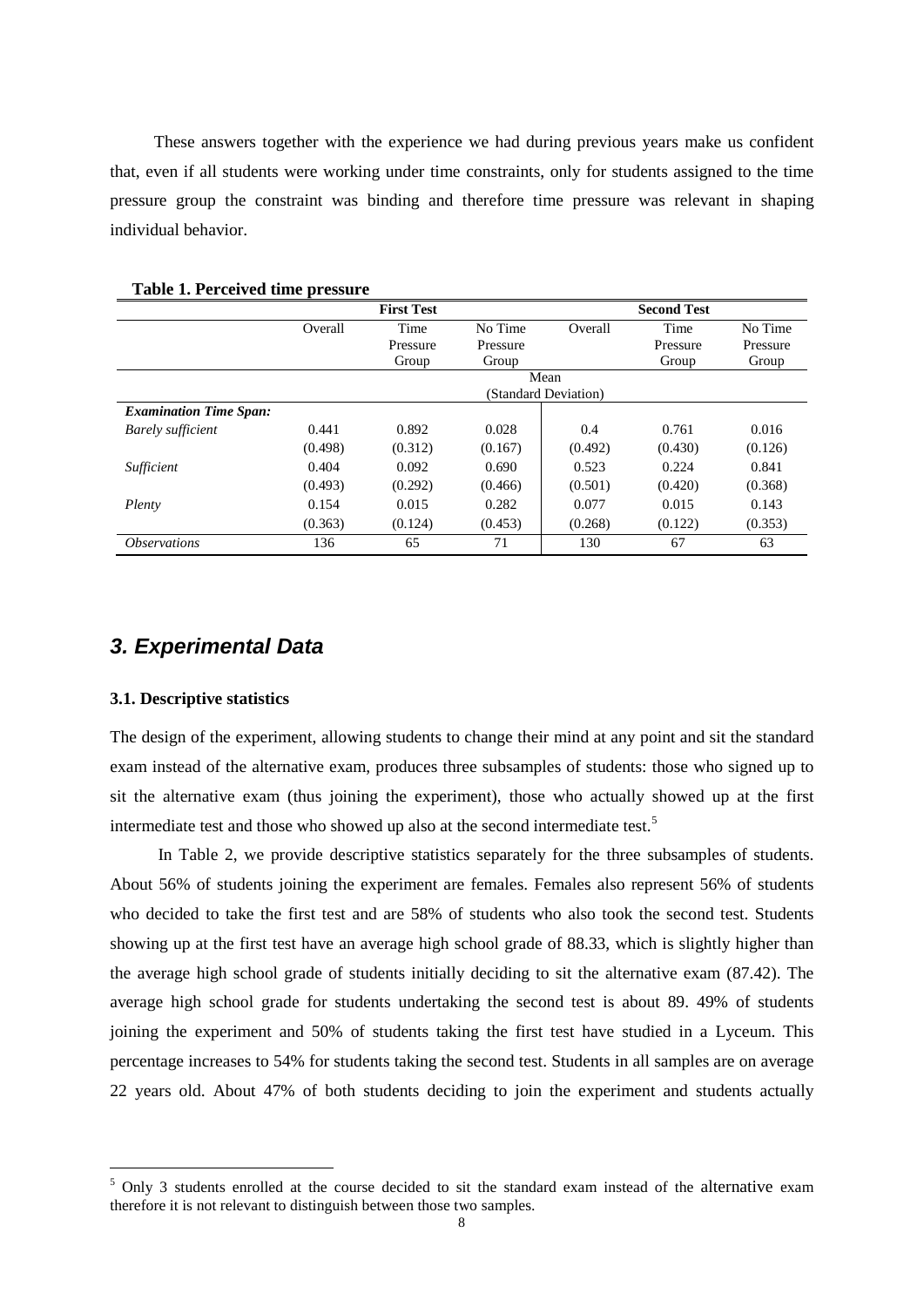These answers together with the experience we had during previous years make us confident that, even if all students were working under time constraints, only for students assigned to the time pressure group the constraint was binding and therefore time pressure was relevant in shaping individual behavior.

**Table 1. Perceived time pressure**

| | First Test | | | Second Test | | |
|---|---|---|---|---|---|---|
| | Overall | Time Pressure Group | No Time Pressure Group | Overall | Time Pressure Group | No Time Pressure Group |
| | Mean (Standard Deviation) | | | | | |
| ***Examination Time Span:*** | | | | | | |
| *Barely sufficient* | 0.441 | 0.892 | 0.028 | 0.4 | 0.761 | 0.016 |
| | (0.498) | (0.312) | (0.167) | (0.492) | (0.430) | (0.126) |
| *Sufficient* | 0.404 | 0.092 | 0.690 | 0.523 | 0.224 | 0.841 |
| | (0.493) | (0.292) | (0.466) | (0.501) | (0.420) | (0.368) |
| *Plenty* | 0.154 | 0.015 | 0.282 | 0.077 | 0.015 | 0.143 |
| | (0.363) | (0.124) | (0.453) | (0.268) | (0.122) | (0.353) |
| *Observations* | 136 | 65 | 71 | 130 | 67 | 63 |

## *3. Experimental Data*

### 3.1. Descriptive statistics

The design of the experiment, allowing students to change their mind at any point and sit the standard exam instead of the alternative exam, produces three subsamples of students: those who signed up to sit the alternative exam (thus joining the experiment), those who actually showed up at the first intermediate test and those who showed up also at the second intermediate test.[5]

In Table 2, we provide descriptive statistics separately for the three subsamples of students. About 56% of students joining the experiment are females. Females also represent 56% of students who decided to take the first test and are 58% of students who also took the second test. Students showing up at the first test have an average high school grade of 88.33, which is slightly higher than the average high school grade of students initially deciding to sit the alternative exam (87.42). The average high school grade for students undertaking the second test is about 89. 49% of students joining the experiment and 50% of students taking the first test have studied in a Lyceum. This percentage increases to 54% for students taking the second test. Students in all samples are on average 22 years old. About 47% of both students deciding to join the experiment and students actually

[5] Only 3 students enrolled at the course decided to sit the standard exam instead of the alternative exam therefore it is not relevant to distinguish between those two samples.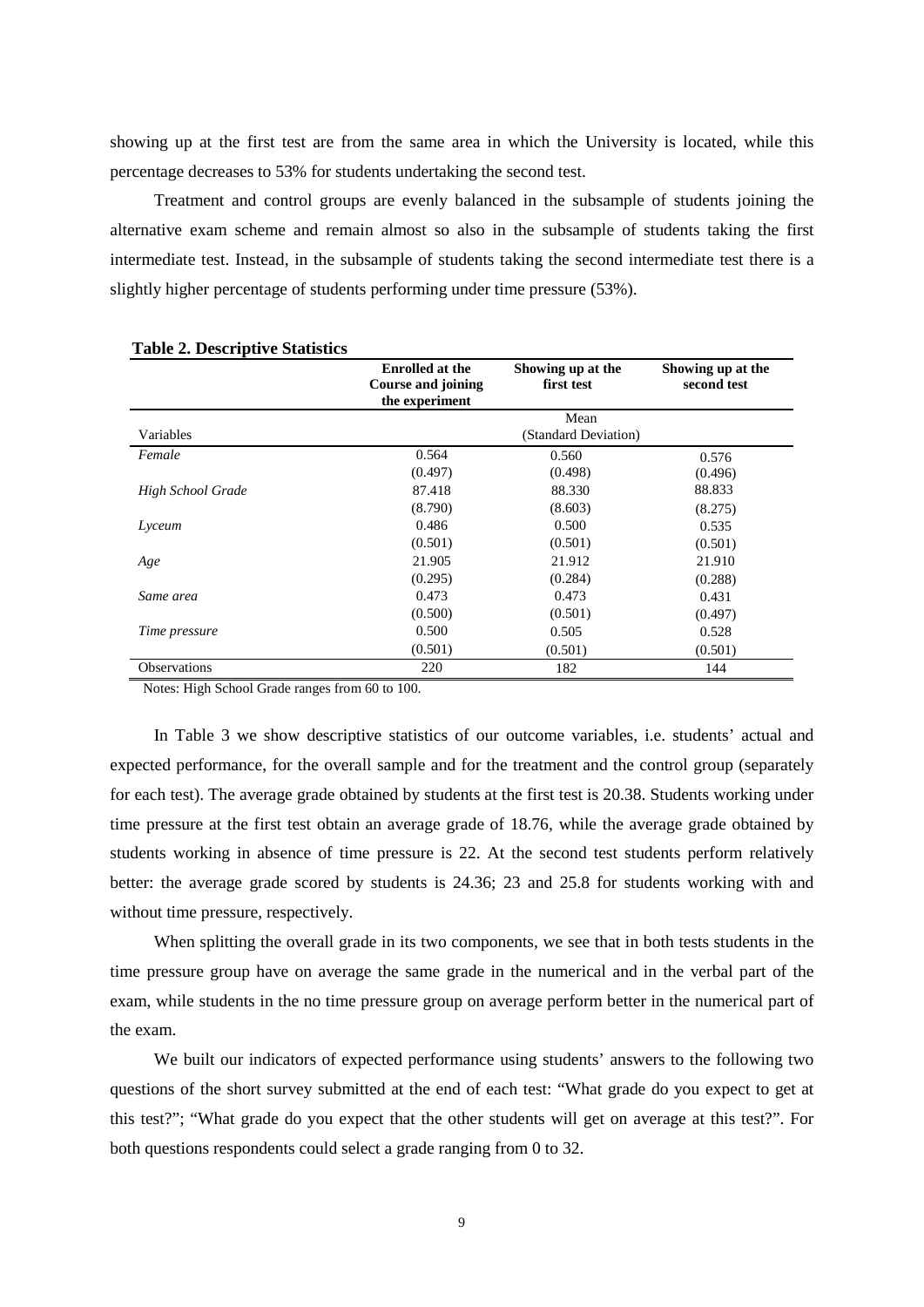showing up at the first test are from the same area in which the University is located, while this percentage decreases to 53% for students undertaking the second test.

Treatment and control groups are evenly balanced in the subsample of students joining the alternative exam scheme and remain almost so also in the subsample of students taking the first intermediate test. Instead, in the subsample of students taking the second intermediate test there is a slightly higher percentage of students performing under time pressure (53%).

**Table 2. Descriptive Statistics**

| | **Enrolled at the Course and joining the experiment** | **Showing up at the first test** | **Showing up at the second test** |
|---|---|---|---|
| | | Mean (Standard Deviation) | |
| Variables | | | |
| *Female* | 0.564 | 0.560 | 0.576 |
| | (0.497) | (0.498) | (0.496) |
| *High School Grade* | 87.418 | 88.330 | 88.833 |
| | (8.790) | (8.603) | (8.275) |
| *Lyceum* | 0.486 | 0.500 | 0.535 |
| | (0.501) | (0.501) | (0.501) |
| *Age* | 21.905 | 21.912 | 21.910 |
| | (0.295) | (0.284) | (0.288) |
| *Same area* | 0.473 | 0.473 | 0.431 |
| | (0.500) | (0.501) | (0.497) |
| *Time pressure* | 0.500 | 0.505 | 0.528 |
| | (0.501) | (0.501) | (0.501) |
| Observations | 220 | 182 | 144 |

Notes: High School Grade ranges from 60 to 100.

In Table 3 we show descriptive statistics of our outcome variables, i.e. students' actual and expected performance, for the overall sample and for the treatment and the control group (separately for each test). The average grade obtained by students at the first test is 20.38. Students working under time pressure at the first test obtain an average grade of 18.76, while the average grade obtained by students working in absence of time pressure is 22. At the second test students perform relatively better: the average grade scored by students is 24.36; 23 and 25.8 for students working with and without time pressure, respectively.

When splitting the overall grade in its two components, we see that in both tests students in the time pressure group have on average the same grade in the numerical and in the verbal part of the exam, while students in the no time pressure group on average perform better in the numerical part of the exam.

We built our indicators of expected performance using students' answers to the following two questions of the short survey submitted at the end of each test: "What grade do you expect to get at this test?"; "What grade do you expect that the other students will get on average at this test?". For both questions respondents could select a grade ranging from 0 to 32.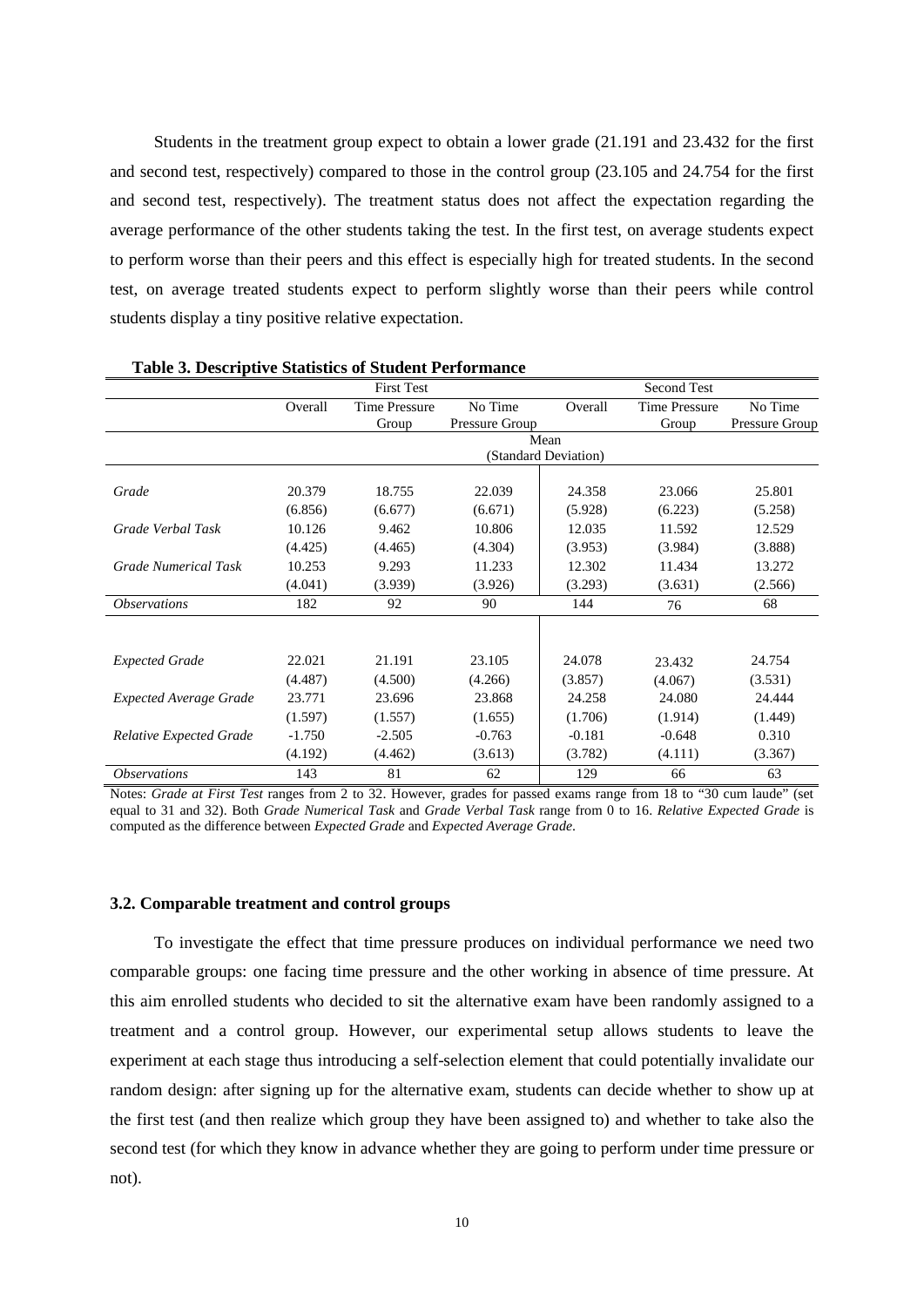Students in the treatment group expect to obtain a lower grade (21.191 and 23.432 for the first and second test, respectively) compared to those in the control group (23.105 and 24.754 for the first and second test, respectively). The treatment status does not affect the expectation regarding the average performance of the other students taking the test. In the first test, on average students expect to perform worse than their peers and this effect is especially high for treated students. In the second test, on average treated students expect to perform slightly worse than their peers while control students display a tiny positive relative expectation.

**Table 3. Descriptive Statistics of Student Performance**

| | First Test | | | Second Test | | |
|---|---|---|---|---|---|---|
| | Overall | Time Pressure Group | No Time Pressure Group | Overall | Time Pressure Group | No Time Pressure Group |
| | Mean (Standard Deviation) | | | | | |
| *Grade* | 20.379 | 18.755 | 22.039 | 24.358 | 23.066 | 25.801 |
| | (6.856) | (6.677) | (6.671) | (5.928) | (6.223) | (5.258) |
| *Grade Verbal Task* | 10.126 | 9.462 | 10.806 | 12.035 | 11.592 | 12.529 |
| | (4.425) | (4.465) | (4.304) | (3.953) | (3.984) | (3.888) |
| *Grade Numerical Task* | 10.253 | 9.293 | 11.233 | 12.302 | 11.434 | 13.272 |
| | (4.041) | (3.939) | (3.926) | (3.293) | (3.631) | (2.566) |
| *Observations* | 182 | 92 | 90 | 144 | 76 | 68 |
| *Expected Grade* | 22.021 | 21.191 | 23.105 | 24.078 | 23.432 | 24.754 |
| | (4.487) | (4.500) | (4.266) | (3.857) | (4.067) | (3.531) |
| *Expected Average Grade* | 23.771 | 23.696 | 23.868 | 24.258 | 24.080 | 24.444 |
| | (1.597) | (1.557) | (1.655) | (1.706) | (1.914) | (1.449) |
| *Relative Expected Grade* | -1.750 | -2.505 | -0.763 | -0.181 | -0.648 | 0.310 |
| | (4.192) | (4.462) | (3.613) | (3.782) | (4.111) | (3.367) |
| *Observations* | 143 | 81 | 62 | 129 | 66 | 63 |

Notes: *Grade at First Test* ranges from 2 to 32. However, grades for passed exams range from 18 to "30 cum laude" (set equal to 31 and 32). Both *Grade Numerical Task* and *Grade Verbal Task* range from 0 to 16. *Relative Expected Grade* is computed as the difference between *Expected Grade* and *Expected Average Grade*.

### 3.2. Comparable treatment and control groups

To investigate the effect that time pressure produces on individual performance we need two comparable groups: one facing time pressure and the other working in absence of time pressure. At this aim enrolled students who decided to sit the alternative exam have been randomly assigned to a treatment and a control group. However, our experimental setup allows students to leave the experiment at each stage thus introducing a self-selection element that could potentially invalidate our random design: after signing up for the alternative exam, students can decide whether to show up at the first test (and then realize which group they have been assigned to) and whether to take also the second test (for which they know in advance whether they are going to perform under time pressure or not).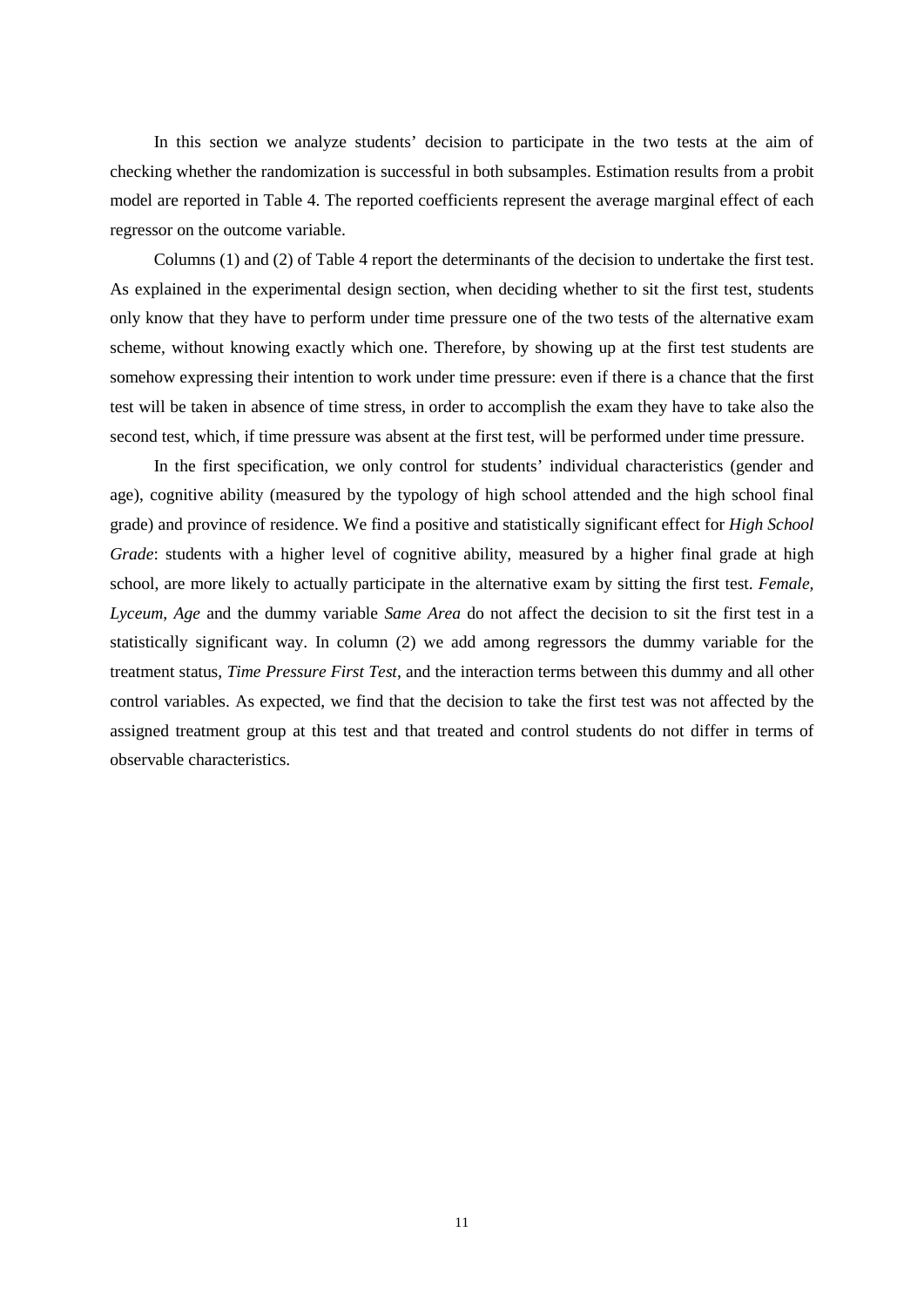In this section we analyze students' decision to participate in the two tests at the aim of checking whether the randomization is successful in both subsamples. Estimation results from a probit model are reported in Table 4. The reported coefficients represent the average marginal effect of each regressor on the outcome variable.

Columns (1) and (2) of Table 4 report the determinants of the decision to undertake the first test. As explained in the experimental design section, when deciding whether to sit the first test, students only know that they have to perform under time pressure one of the two tests of the alternative exam scheme, without knowing exactly which one. Therefore, by showing up at the first test students are somehow expressing their intention to work under time pressure: even if there is a chance that the first test will be taken in absence of time stress, in order to accomplish the exam they have to take also the second test, which, if time pressure was absent at the first test, will be performed under time pressure.

In the first specification, we only control for students' individual characteristics (gender and age), cognitive ability (measured by the typology of high school attended and the high school final grade) and province of residence. We find a positive and statistically significant effect for *High School Grade*: students with a higher level of cognitive ability, measured by a higher final grade at high school, are more likely to actually participate in the alternative exam by sitting the first test. *Female, Lyceum*, *Age* and the dummy variable *Same Area* do not affect the decision to sit the first test in a statistically significant way. In column (2) we add among regressors the dummy variable for the treatment status, *Time Pressure First Test*, and the interaction terms between this dummy and all other control variables. As expected, we find that the decision to take the first test was not affected by the assigned treatment group at this test and that treated and control students do not differ in terms of observable characteristics.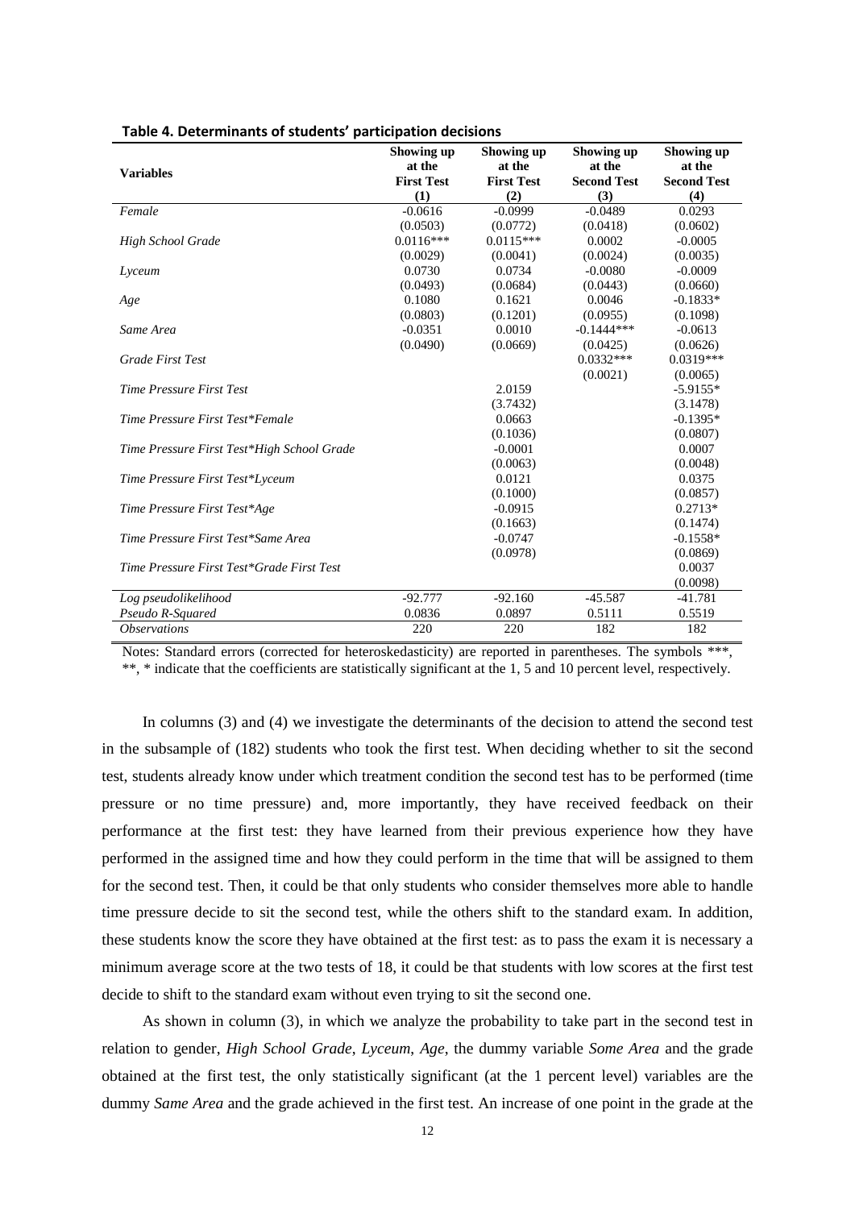**Table 4. Determinants of students' participation decisions**

| Variables | Showing up at the First Test (1) | Showing up at the First Test (2) | Showing up at the Second Test (3) | Showing up at the Second Test (4) |
|---|---|---|---|---|
| *Female* | -0.0616 | -0.0999 | -0.0489 | 0.0293 |
| | (0.0503) | (0.0772) | (0.0418) | (0.0602) |
| *High School Grade* | 0.0116*** | 0.0115*** | 0.0002 | -0.0005 |
| | (0.0029) | (0.0041) | (0.0024) | (0.0035) |
| *Lyceum* | 0.0730 | 0.0734 | -0.0080 | -0.0009 |
| | (0.0493) | (0.0684) | (0.0443) | (0.0660) |
| *Age* | 0.1080 | 0.1621 | 0.0046 | -0.1833* |
| | (0.0803) | (0.1201) | (0.0955) | (0.1098) |
| *Same Area* | -0.0351 | 0.0010 | -0.1444*** | -0.0613 |
| | (0.0490) | (0.0669) | (0.0425) | (0.0626) |
| *Grade First Test* | | | 0.0332*** | 0.0319*** |
| | | | (0.0021) | (0.0065) |
| *Time Pressure First Test* | | 2.0159 | | -5.9155* |
| | | (3.7432) | | (3.1478) |
| *Time Pressure First Test*Female* | | 0.0663 | | -0.1395* |
| | | (0.1036) | | (0.0807) |
| *Time Pressure First Test*High School Grade* | | -0.0001 | | 0.0007 |
| | | (0.0063) | | (0.0048) |
| *Time Pressure First Test*Lyceum* | | 0.0121 | | 0.0375 |
| | | (0.1000) | | (0.0857) |
| *Time Pressure First Test*Age* | | -0.0915 | | 0.2713* |
| | | (0.1663) | | (0.1474) |
| *Time Pressure First Test*Same Area* | | -0.0747 | | -0.1558* |
| | | (0.0978) | | (0.0869) |
| *Time Pressure First Test*Grade First Test* | | | | 0.0037 |
| | | | | (0.0098) |
| *Log pseudolikelihood* | -92.777 | -92.160 | -45.587 | -41.781 |
| *Pseudo R-Squared* | 0.0836 | 0.0897 | 0.5111 | 0.5519 |
| *Observations* | 220 | 220 | 182 | 182 |

Notes: Standard errors (corrected for heteroskedasticity) are reported in parentheses. The symbols ***, **, * indicate that the coefficients are statistically significant at the 1, 5 and 10 percent level, respectively.

In columns (3) and (4) we investigate the determinants of the decision to attend the second test in the subsample of (182) students who took the first test. When deciding whether to sit the second test, students already know under which treatment condition the second test has to be performed (time pressure or no time pressure) and, more importantly, they have received feedback on their performance at the first test: they have learned from their previous experience how they have performed in the assigned time and how they could perform in the time that will be assigned to them for the second test. Then, it could be that only students who consider themselves more able to handle time pressure decide to sit the second test, while the others shift to the standard exam. In addition, these students know the score they have obtained at the first test: as to pass the exam it is necessary a minimum average score at the two tests of 18, it could be that students with low scores at the first test decide to shift to the standard exam without even trying to sit the second one.

As shown in column (3), in which we analyze the probability to take part in the second test in relation to gender, *High School Grade*, *Lyceum*, *Age*, the dummy variable *Some Area* and the grade obtained at the first test, the only statistically significant (at the 1 percent level) variables are the dummy *Same Area* and the grade achieved in the first test. An increase of one point in the grade at the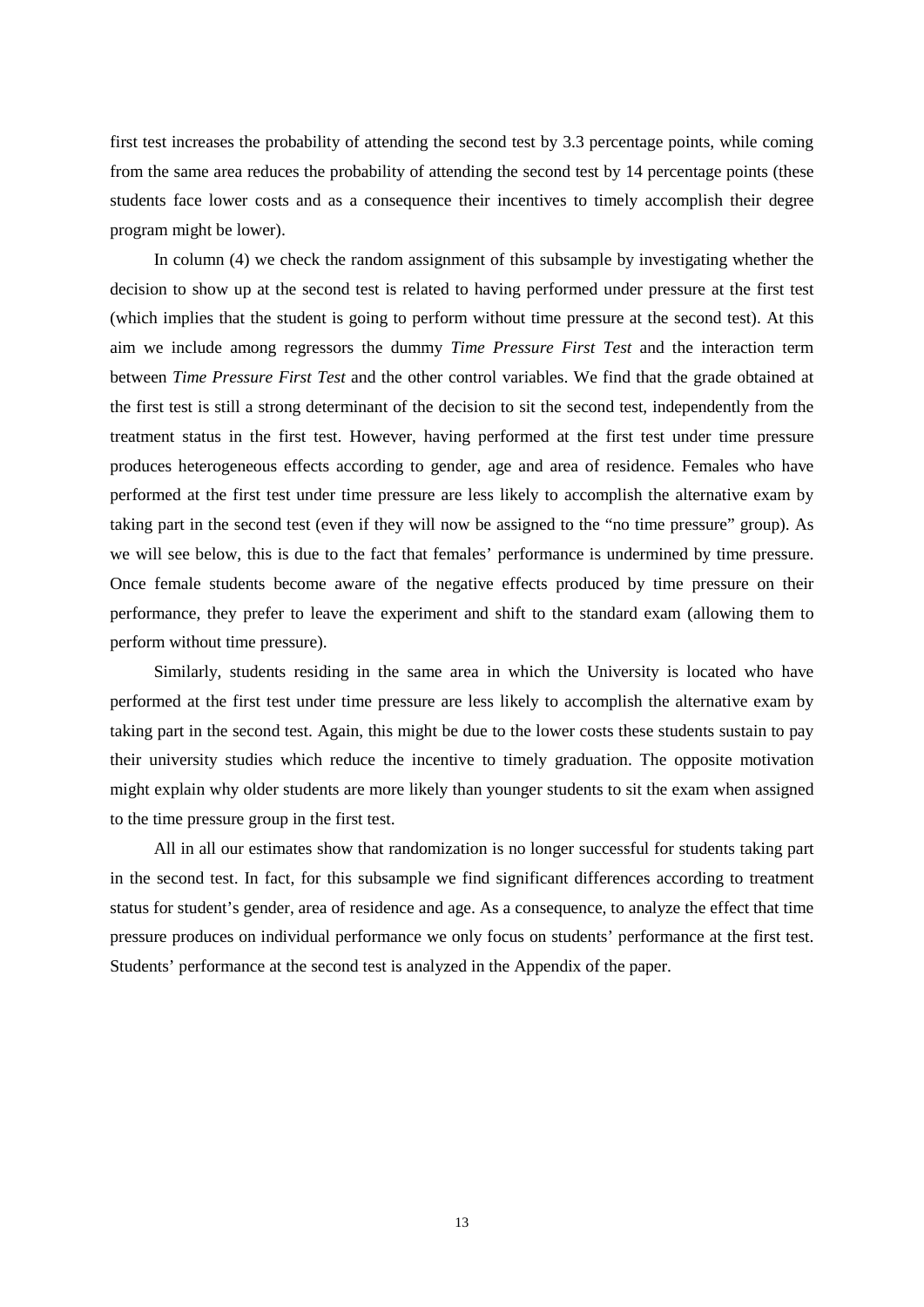first test increases the probability of attending the second test by 3.3 percentage points, while coming from the same area reduces the probability of attending the second test by 14 percentage points (these students face lower costs and as a consequence their incentives to timely accomplish their degree program might be lower).

In column (4) we check the random assignment of this subsample by investigating whether the decision to show up at the second test is related to having performed under pressure at the first test (which implies that the student is going to perform without time pressure at the second test). At this aim we include among regressors the dummy *Time Pressure First Test* and the interaction term between *Time Pressure First Test* and the other control variables. We find that the grade obtained at the first test is still a strong determinant of the decision to sit the second test, independently from the treatment status in the first test. However, having performed at the first test under time pressure produces heterogeneous effects according to gender, age and area of residence. Females who have performed at the first test under time pressure are less likely to accomplish the alternative exam by taking part in the second test (even if they will now be assigned to the "no time pressure" group). As we will see below, this is due to the fact that females' performance is undermined by time pressure. Once female students become aware of the negative effects produced by time pressure on their performance, they prefer to leave the experiment and shift to the standard exam (allowing them to perform without time pressure).

Similarly, students residing in the same area in which the University is located who have performed at the first test under time pressure are less likely to accomplish the alternative exam by taking part in the second test. Again, this might be due to the lower costs these students sustain to pay their university studies which reduce the incentive to timely graduation. The opposite motivation might explain why older students are more likely than younger students to sit the exam when assigned to the time pressure group in the first test.

All in all our estimates show that randomization is no longer successful for students taking part in the second test. In fact, for this subsample we find significant differences according to treatment status for student's gender, area of residence and age. As a consequence, to analyze the effect that time pressure produces on individual performance we only focus on students' performance at the first test. Students' performance at the second test is analyzed in the Appendix of the paper.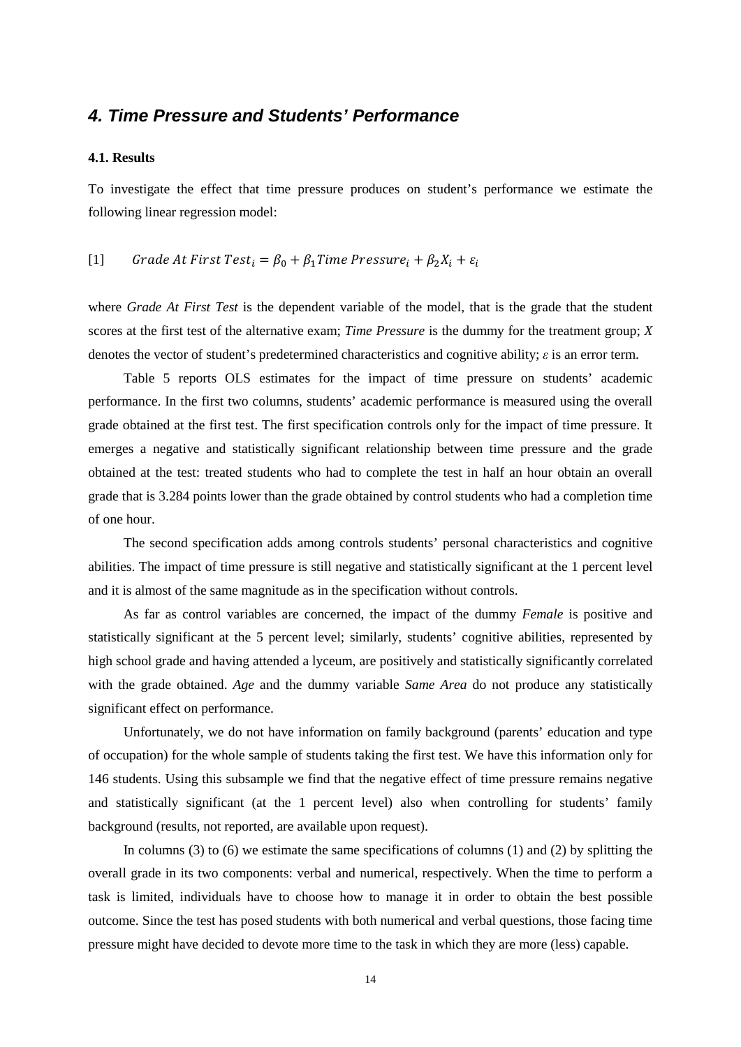## *4. Time Pressure and Students' Performance*

### 4.1. Results

To investigate the effect that time pressure produces on student's performance we estimate the following linear regression model:

$$[1] \quad Grade\ At\ First\ Test_i = \beta_0 + \beta_1 Time\ Pressure_i + \beta_2 X_i + \varepsilon_i$$

where *Grade At First Test* is the dependent variable of the model, that is the grade that the student scores at the first test of the alternative exam; *Time Pressure* is the dummy for the treatment group; *X* denotes the vector of student's predetermined characteristics and cognitive ability; $\varepsilon$ is an error term.

Table 5 reports OLS estimates for the impact of time pressure on students' academic performance. In the first two columns, students' academic performance is measured using the overall grade obtained at the first test. The first specification controls only for the impact of time pressure. It emerges a negative and statistically significant relationship between time pressure and the grade obtained at the test: treated students who had to complete the test in half an hour obtain an overall grade that is 3.284 points lower than the grade obtained by control students who had a completion time of one hour.

The second specification adds among controls students' personal characteristics and cognitive abilities. The impact of time pressure is still negative and statistically significant at the 1 percent level and it is almost of the same magnitude as in the specification without controls.

As far as control variables are concerned, the impact of the dummy *Female* is positive and statistically significant at the 5 percent level; similarly, students' cognitive abilities, represented by high school grade and having attended a lyceum, are positively and statistically significantly correlated with the grade obtained. *Age* and the dummy variable *Same Area* do not produce any statistically significant effect on performance.

Unfortunately, we do not have information on family background (parents' education and type of occupation) for the whole sample of students taking the first test. We have this information only for 146 students. Using this subsample we find that the negative effect of time pressure remains negative and statistically significant (at the 1 percent level) also when controlling for students' family background (results, not reported, are available upon request).

In columns (3) to (6) we estimate the same specifications of columns (1) and (2) by splitting the overall grade in its two components: verbal and numerical, respectively. When the time to perform a task is limited, individuals have to choose how to manage it in order to obtain the best possible outcome. Since the test has posed students with both numerical and verbal questions, those facing time pressure might have decided to devote more time to the task in which they are more (less) capable.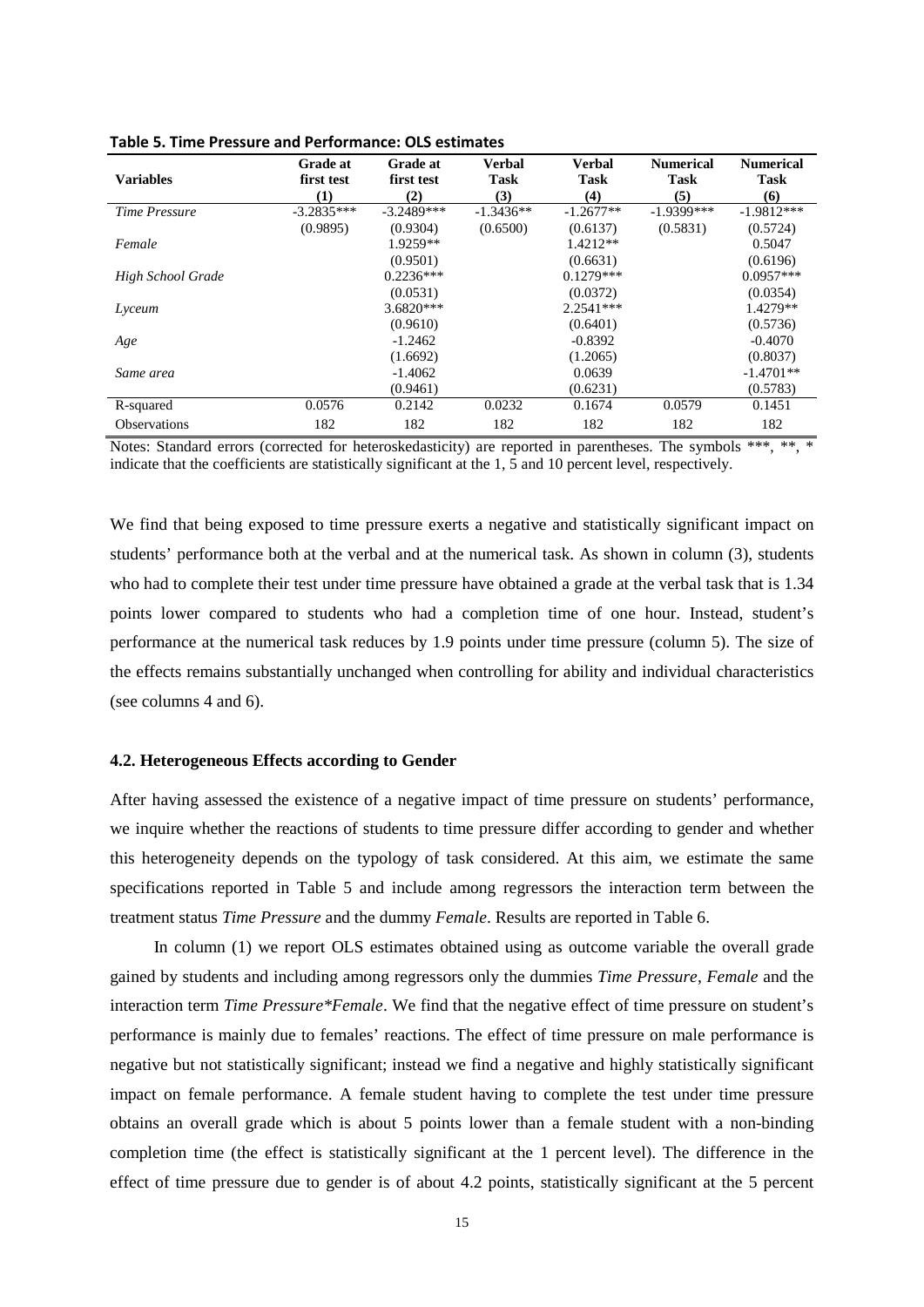**Table 5. Time Pressure and Performance: OLS estimates**

| Variables | Grade at first test (1) | Grade at first test (2) | Verbal Task (3) | Verbal Task (4) | Numerical Task (5) | Numerical Task (6) |
|---|---|---|---|---|---|---|
| *Time Pressure* | -3.2835*** | -3.2489*** | -1.3436** | -1.2677** | -1.9399*** | -1.9812*** |
| | (0.9895) | (0.9304) | (0.6500) | (0.6137) | (0.5831) | (0.5724) |
| *Female* | | 1.9259** | | 1.4212** | | 0.5047 |
| | | (0.9501) | | (0.6631) | | (0.6196) |
| *High School Grade* | | 0.2236*** | | 0.1279*** | | 0.0957*** |
| | | (0.0531) | | (0.0372) | | (0.0354) |
| *Lyceum* | | 3.6820*** | | 2.2541*** | | 1.4279** |
| | | (0.9610) | | (0.6401) | | (0.5736) |
| *Age* | | -1.2462 | | -0.8392 | | -0.4070 |
| | | (1.6692) | | (1.2065) | | (0.8037) |
| *Same area* | | -1.4062 | | 0.0639 | | -1.4701** |
| | | (0.9461) | | (0.6231) | | (0.5783) |
| R-squared | 0.0576 | 0.2142 | 0.0232 | 0.1674 | 0.0579 | 0.1451 |
| Observations | 182 | 182 | 182 | 182 | 182 | 182 |

Notes: Standard errors (corrected for heteroskedasticity) are reported in parentheses. The symbols ***, **, * indicate that the coefficients are statistically significant at the 1, 5 and 10 percent level, respectively.

We find that being exposed to time pressure exerts a negative and statistically significant impact on students' performance both at the verbal and at the numerical task. As shown in column (3), students who had to complete their test under time pressure have obtained a grade at the verbal task that is 1.34 points lower compared to students who had a completion time of one hour. Instead, student's performance at the numerical task reduces by 1.9 points under time pressure (column 5). The size of the effects remains substantially unchanged when controlling for ability and individual characteristics (see columns 4 and 6).

### 4.2. Heterogeneous Effects according to Gender

After having assessed the existence of a negative impact of time pressure on students' performance, we inquire whether the reactions of students to time pressure differ according to gender and whether this heterogeneity depends on the typology of task considered. At this aim, we estimate the same specifications reported in Table 5 and include among regressors the interaction term between the treatment status *Time Pressure* and the dummy *Female*. Results are reported in Table 6.

In column (1) we report OLS estimates obtained using as outcome variable the overall grade gained by students and including among regressors only the dummies *Time Pressure*, *Female* and the interaction term *Time Pressure*Female*. We find that the negative effect of time pressure on student's performance is mainly due to females' reactions. The effect of time pressure on male performance is negative but not statistically significant; instead we find a negative and highly statistically significant impact on female performance. A female student having to complete the test under time pressure obtains an overall grade which is about 5 points lower than a female student with a non-binding completion time (the effect is statistically significant at the 1 percent level). The difference in the effect of time pressure due to gender is of about 4.2 points, statistically significant at the 5 percent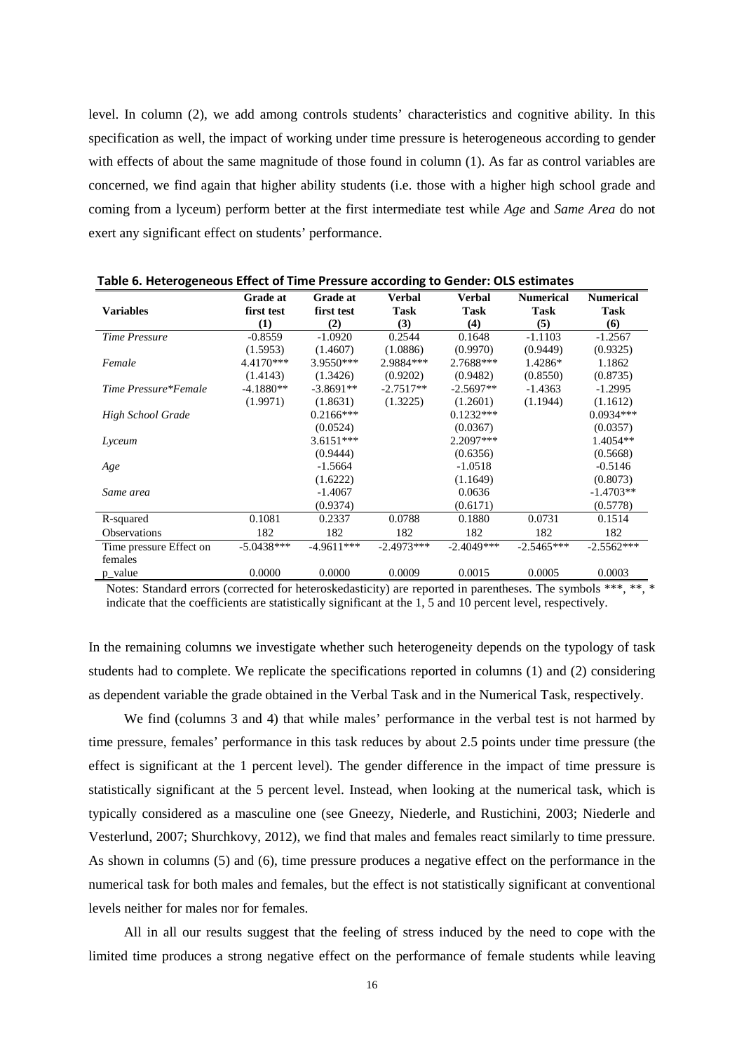level. In column (2), we add among controls students' characteristics and cognitive ability. In this specification as well, the impact of working under time pressure is heterogeneous according to gender with effects of about the same magnitude of those found in column (1). As far as control variables are concerned, we find again that higher ability students (i.e. those with a higher high school grade and coming from a lyceum) perform better at the first intermediate test while *Age* and *Same Area* do not exert any significant effect on students' performance.

**Table 6. Heterogeneous Effect of Time Pressure according to Gender: OLS estimates**

| Variables | Grade at first test (1) | Grade at first test (2) | Verbal Task (3) | Verbal Task (4) | Numerical Task (5) | Numerical Task (6) |
|---|---|---|---|---|---|---|
| *Time Pressure* | -0.8559 | -1.0920 | 0.2544 | 0.1648 | -1.1103 | -1.2567 |
| | (1.5953) | (1.4607) | (1.0886) | (0.9970) | (0.9449) | (0.9325) |
| *Female* | 4.4170*** | 3.9550*** | 2.9884*** | 2.7688*** | 1.4286* | 1.1862 |
| | (1.4143) | (1.3426) | (0.9202) | (0.9482) | (0.8550) | (0.8735) |
| *Time Pressure*Female* | -4.1880** | -3.8691** | -2.7517** | -2.5697** | -1.4363 | -1.2995 |
| | (1.9971) | (1.8631) | (1.3225) | (1.2601) | (1.1944) | (1.1612) |
| *High School Grade* | | 0.2166*** | | 0.1232*** | | 0.0934*** |
| | | (0.0524) | | (0.0367) | | (0.0357) |
| *Lyceum* | | 3.6151*** | | 2.2097*** | | 1.4054** |
| | | (0.9444) | | (0.6356) | | (0.5668) |
| *Age* | | -1.5664 | | -1.0518 | | -0.5146 |
| | | (1.6222) | | (1.1649) | | (0.8073) |
| *Same area* | | -1.4067 | | 0.0636 | | -1.4703** |
| | | (0.9374) | | (0.6171) | | (0.5778) |
| R-squared | 0.1081 | 0.2337 | 0.0788 | 0.1880 | 0.0731 | 0.1514 |
| Observations | 182 | 182 | 182 | 182 | 182 | 182 |
| Time pressure Effect on females | -5.0438*** | -4.9611*** | -2.4973*** | -2.4049*** | -2.5465*** | -2.5562*** |
| p_value | 0.0000 | 0.0000 | 0.0009 | 0.0015 | 0.0005 | 0.0003 |

Notes: Standard errors (corrected for heteroskedasticity) are reported in parentheses. The symbols ***, **, * indicate that the coefficients are statistically significant at the 1, 5 and 10 percent level, respectively.

In the remaining columns we investigate whether such heterogeneity depends on the typology of task students had to complete. We replicate the specifications reported in columns (1) and (2) considering as dependent variable the grade obtained in the Verbal Task and in the Numerical Task, respectively.

We find (columns 3 and 4) that while males' performance in the verbal test is not harmed by time pressure, females' performance in this task reduces by about 2.5 points under time pressure (the effect is significant at the 1 percent level). The gender difference in the impact of time pressure is statistically significant at the 5 percent level. Instead, when looking at the numerical task, which is typically considered as a masculine one (see Gneezy, Niederle, and Rustichini, 2003; Niederle and Vesterlund, 2007; Shurchkovy, 2012), we find that males and females react similarly to time pressure. As shown in columns (5) and (6), time pressure produces a negative effect on the performance in the numerical task for both males and females, but the effect is not statistically significant at conventional levels neither for males nor for females.

All in all our results suggest that the feeling of stress induced by the need to cope with the limited time produces a strong negative effect on the performance of female students while leaving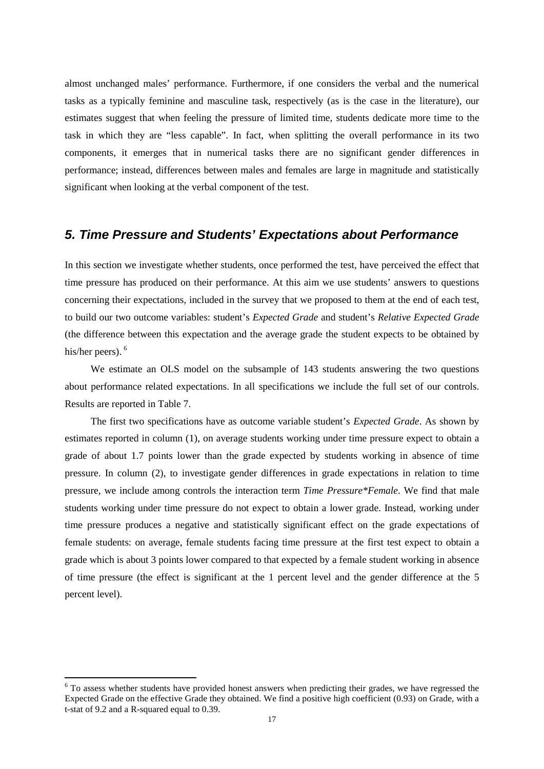almost unchanged males' performance. Furthermore, if one considers the verbal and the numerical tasks as a typically feminine and masculine task, respectively (as is the case in the literature), our estimates suggest that when feeling the pressure of limited time, students dedicate more time to the task in which they are "less capable". In fact, when splitting the overall performance in its two components, it emerges that in numerical tasks there are no significant gender differences in performance; instead, differences between males and females are large in magnitude and statistically significant when looking at the verbal component of the test.

## *5. Time Pressure and Students' Expectations about Performance*

In this section we investigate whether students, once performed the test, have perceived the effect that time pressure has produced on their performance. At this aim we use students' answers to questions concerning their expectations, included in the survey that we proposed to them at the end of each test, to build our two outcome variables: student's *Expected Grade* and student's *Relative Expected Grade* (the difference between this expectation and the average grade the student expects to be obtained by his/her peers). [6]

We estimate an OLS model on the subsample of 143 students answering the two questions about performance related expectations. In all specifications we include the full set of our controls. Results are reported in Table 7.

The first two specifications have as outcome variable student's *Expected Grade*. As shown by estimates reported in column (1), on average students working under time pressure expect to obtain a grade of about 1.7 points lower than the grade expected by students working in absence of time pressure. In column (2), to investigate gender differences in grade expectations in relation to time pressure, we include among controls the interaction term *Time Pressure*Female*. We find that male students working under time pressure do not expect to obtain a lower grade. Instead, working under time pressure produces a negative and statistically significant effect on the grade expectations of female students: on average, female students facing time pressure at the first test expect to obtain a grade which is about 3 points lower compared to that expected by a female student working in absence of time pressure (the effect is significant at the 1 percent level and the gender difference at the 5 percent level).

[6] To assess whether students have provided honest answers when predicting their grades, we have regressed the Expected Grade on the effective Grade they obtained. We find a positive high coefficient (0.93) on Grade, with a t-stat of 9.2 and a R-squared equal to 0.39.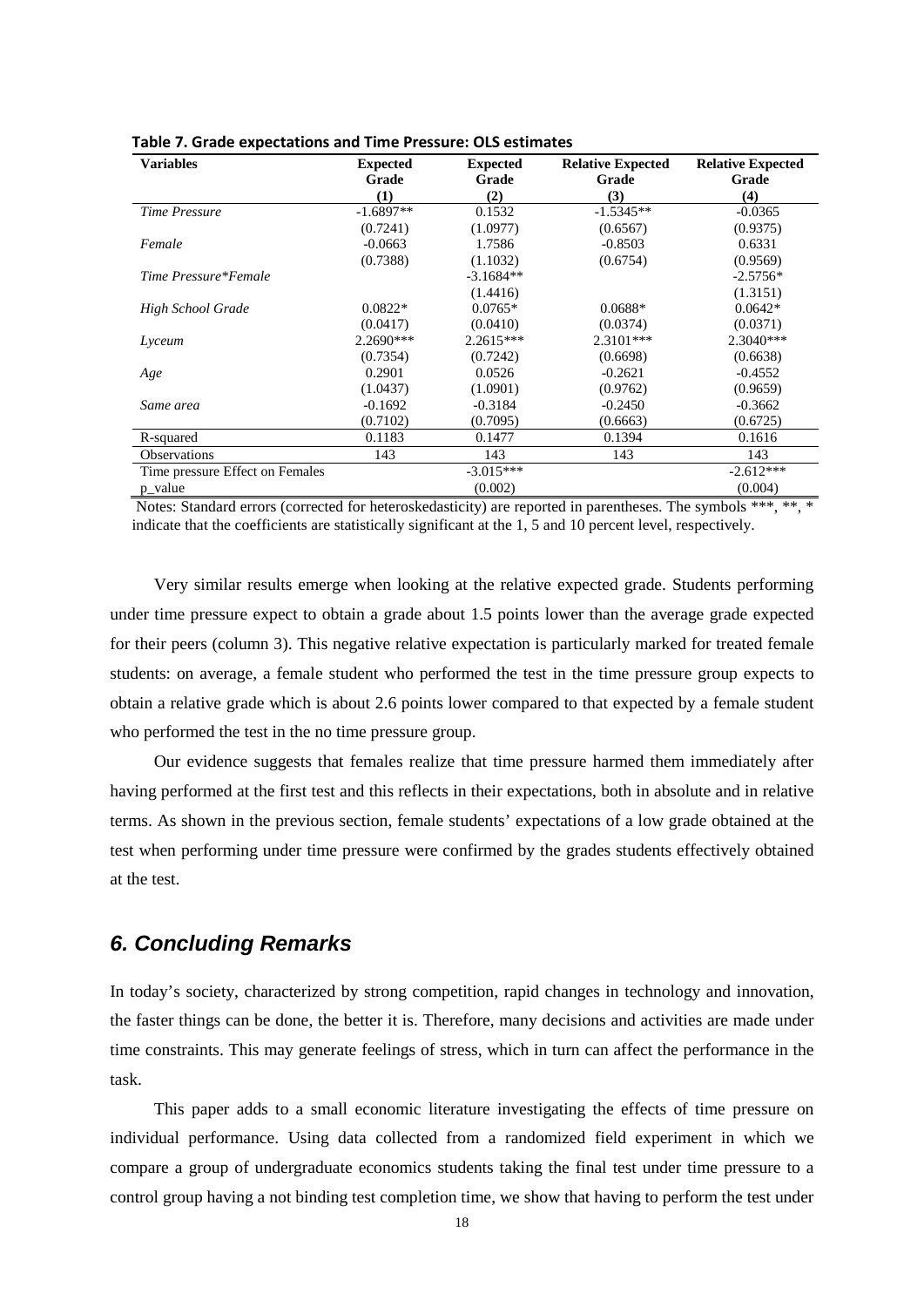**Table 7. Grade expectations and Time Pressure: OLS estimates**

| Variables | Expected Grade (1) | Expected Grade (2) | Relative Expected Grade (3) | Relative Expected Grade (4) |
|---|---|---|---|---|
| *Time Pressure* | -1.6897** | 0.1532 | -1.5345** | -0.0365 |
| | (0.7241) | (1.0977) | (0.6567) | (0.9375) |
| *Female* | -0.0663 | 1.7586 | -0.8503 | 0.6331 |
| | (0.7388) | (1.1032) | (0.6754) | (0.9569) |
| *Time Pressure*Female* | | -3.1684** | | -2.5756* |
| | | (1.4416) | | (1.3151) |
| *High School Grade* | 0.0822* | 0.0765* | 0.0688* | 0.0642* |
| | (0.0417) | (0.0410) | (0.0374) | (0.0371) |
| *Lyceum* | 2.2690*** | 2.2615*** | 2.3101*** | 2.3040*** |
| | (0.7354) | (0.7242) | (0.6698) | (0.6638) |
| *Age* | 0.2901 | 0.0526 | -0.2621 | -0.4552 |
| | (1.0437) | (1.0901) | (0.9762) | (0.9659) |
| *Same area* | -0.1692 | -0.3184 | -0.2450 | -0.3662 |
| | (0.7102) | (0.7095) | (0.6663) | (0.6725) |
| R-squared | 0.1183 | 0.1477 | 0.1394 | 0.1616 |
| Observations | 143 | 143 | 143 | 143 |
| Time pressure Effect on Females | | -3.015*** | | -2.612*** |
| p_value | | (0.002) | | (0.004) |

Notes: Standard errors (corrected for heteroskedasticity) are reported in parentheses. The symbols ***, **, * indicate that the coefficients are statistically significant at the 1, 5 and 10 percent level, respectively.

Very similar results emerge when looking at the relative expected grade. Students performing under time pressure expect to obtain a grade about 1.5 points lower than the average grade expected for their peers (column 3). This negative relative expectation is particularly marked for treated female students: on average, a female student who performed the test in the time pressure group expects to obtain a relative grade which is about 2.6 points lower compared to that expected by a female student who performed the test in the no time pressure group.

Our evidence suggests that females realize that time pressure harmed them immediately after having performed at the first test and this reflects in their expectations, both in absolute and in relative terms. As shown in the previous section, female students' expectations of a low grade obtained at the test when performing under time pressure were confirmed by the grades students effectively obtained at the test.

## *6. Concluding Remarks*

In today's society, characterized by strong competition, rapid changes in technology and innovation, the faster things can be done, the better it is. Therefore, many decisions and activities are made under time constraints. This may generate feelings of stress, which in turn can affect the performance in the task.

This paper adds to a small economic literature investigating the effects of time pressure on individual performance. Using data collected from a randomized field experiment in which we compare a group of undergraduate economics students taking the final test under time pressure to a control group having a not binding test completion time, we show that having to perform the test under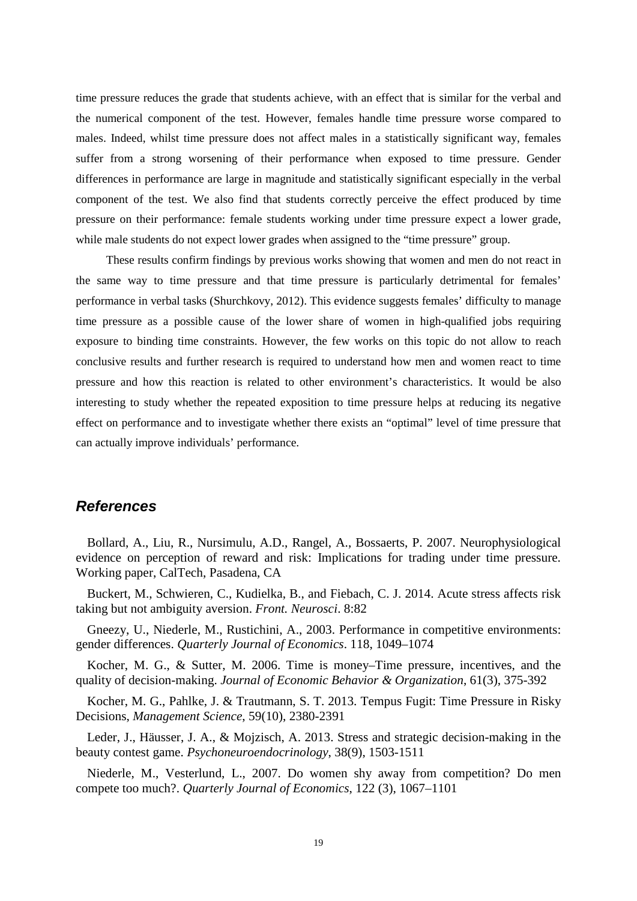time pressure reduces the grade that students achieve, with an effect that is similar for the verbal and the numerical component of the test. However, females handle time pressure worse compared to males. Indeed, whilst time pressure does not affect males in a statistically significant way, females suffer from a strong worsening of their performance when exposed to time pressure. Gender differences in performance are large in magnitude and statistically significant especially in the verbal component of the test. We also find that students correctly perceive the effect produced by time pressure on their performance: female students working under time pressure expect a lower grade, while male students do not expect lower grades when assigned to the "time pressure" group.

These results confirm findings by previous works showing that women and men do not react in the same way to time pressure and that time pressure is particularly detrimental for females' performance in verbal tasks (Shurchkovy, 2012). This evidence suggests females' difficulty to manage time pressure as a possible cause of the lower share of women in high-qualified jobs requiring exposure to binding time constraints. However, the few works on this topic do not allow to reach conclusive results and further research is required to understand how men and women react to time pressure and how this reaction is related to other environment's characteristics. It would be also interesting to study whether the repeated exposition to time pressure helps at reducing its negative effect on performance and to investigate whether there exists an "optimal" level of time pressure that can actually improve individuals' performance.

## *References*

Bollard, A., Liu, R., Nursimulu, A.D., Rangel, A., Bossaerts, P. 2007. Neurophysiological evidence on perception of reward and risk: Implications for trading under time pressure. Working paper, CalTech, Pasadena, CA

Buckert, M., Schwieren, C., Kudielka, B., and Fiebach, C. J. 2014. Acute stress affects risk taking but not ambiguity aversion. *Front. Neurosci*. 8:82

Gneezy, U., Niederle, M., Rustichini, A., 2003. Performance in competitive environments: gender differences. *Quarterly Journal of Economics*. 118, 1049–1074

Kocher, M. G., & Sutter, M. 2006. Time is money–Time pressure, incentives, and the quality of decision-making. *Journal of Economic Behavior & Organization*, 61(3), 375-392

Kocher, M. G., Pahlke, J. & Trautmann, S. T. 2013. Tempus Fugit: Time Pressure in Risky Decisions, *Management Science*, 59(10), 2380-2391

Leder, J., Häusser, J. A., & Mojzisch, A. 2013. Stress and strategic decision-making in the beauty contest game. *Psychoneuroendocrinology*, 38(9), 1503-1511

Niederle, M., Vesterlund, L., 2007. Do women shy away from competition? Do men compete too much?. *Quarterly Journal of Economics*, 122 (3), 1067–1101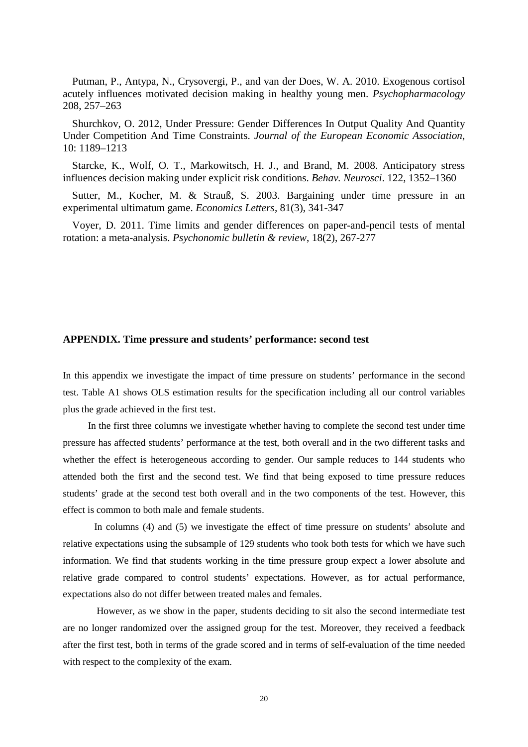Putman, P., Antypa, N., Crysovergi, P., and van der Does, W. A. 2010. Exogenous cortisol acutely influences motivated decision making in healthy young men. *Psychopharmacology* 208, 257–263

Shurchkov, O. 2012, Under Pressure: Gender Differences In Output Quality And Quantity Under Competition And Time Constraints. *Journal of the European Economic Association*, 10: 1189–1213

Starcke, K., Wolf, O. T., Markowitsch, H. J., and Brand, M. 2008. Anticipatory stress influences decision making under explicit risk conditions. *Behav. Neurosci*. 122, 1352–1360

Sutter, M., Kocher, M. & Strauß, S. 2003. Bargaining under time pressure in an experimental ultimatum game. *Economics Letters*, 81(3), 341-347

Voyer, D. 2011. Time limits and gender differences on paper-and-pencil tests of mental rotation: a meta-analysis. *Psychonomic bulletin & review*, 18(2), 267-277

## APPENDIX. Time pressure and students' performance: second test

In this appendix we investigate the impact of time pressure on students' performance in the second test. Table A1 shows OLS estimation results for the specification including all our control variables plus the grade achieved in the first test.

In the first three columns we investigate whether having to complete the second test under time pressure has affected students' performance at the test, both overall and in the two different tasks and whether the effect is heterogeneous according to gender. Our sample reduces to 144 students who attended both the first and the second test. We find that being exposed to time pressure reduces students' grade at the second test both overall and in the two components of the test. However, this effect is common to both male and female students.

In columns (4) and (5) we investigate the effect of time pressure on students' absolute and relative expectations using the subsample of 129 students who took both tests for which we have such information. We find that students working in the time pressure group expect a lower absolute and relative grade compared to control students' expectations. However, as for actual performance, expectations also do not differ between treated males and females.

However, as we show in the paper, students deciding to sit also the second intermediate test are no longer randomized over the assigned group for the test. Moreover, they received a feedback after the first test, both in terms of the grade scored and in terms of self-evaluation of the time needed with respect to the complexity of the exam.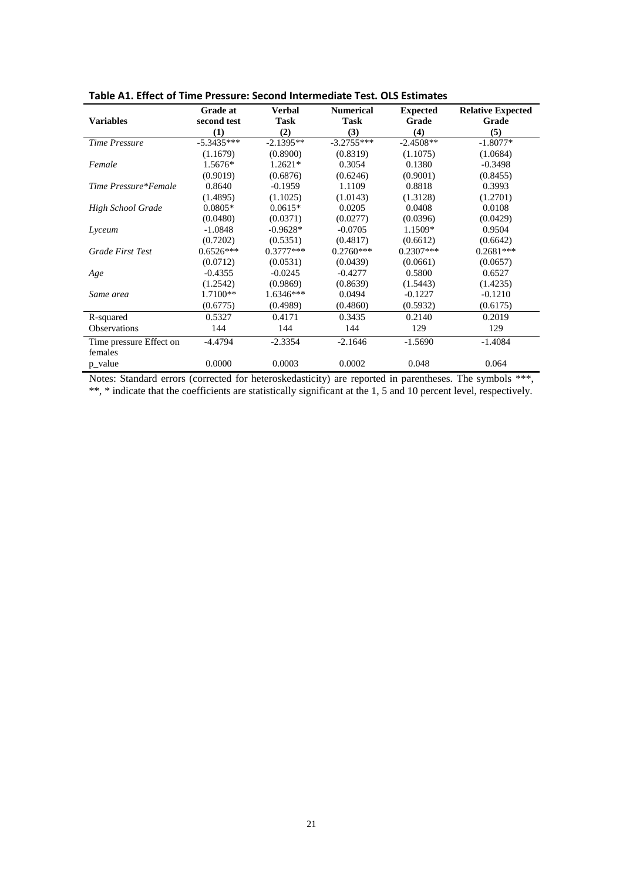**Table A1. Effect of Time Pressure: Second Intermediate Test. OLS Estimates**

| Variables | Grade at second test (1) | Verbal Task (2) | Numerical Task (3) | Expected Grade (4) | Relative Expected Grade (5) |
|---|---|---|---|---|---|
| *Time Pressure* | -5.3435*** | -2.1395** | -3.2755*** | -2.4508** | -1.8077* |
| | (1.1679) | (0.8900) | (0.8319) | (1.1075) | (1.0684) |
| *Female* | 1.5676* | 1.2621* | 0.3054 | 0.1380 | -0.3498 |
| | (0.9019) | (0.6876) | (0.6246) | (0.9001) | (0.8455) |
| *Time Pressure\*Female* | 0.8640 | -0.1959 | 1.1109 | 0.8818 | 0.3993 |
| | (1.4895) | (1.1025) | (1.0143) | (1.3128) | (1.2701) |
| *High School Grade* | 0.0805* | 0.0615* | 0.0205 | 0.0408 | 0.0108 |
| | (0.0480) | (0.0371) | (0.0277) | (0.0396) | (0.0429) |
| *Lyceum* | -1.0848 | -0.9628* | -0.0705 | 1.1509* | 0.9504 |
| | (0.7202) | (0.5351) | (0.4817) | (0.6612) | (0.6642) |
| *Grade First Test* | 0.6526*** | 0.3777*** | 0.2760*** | 0.2307*** | 0.2681*** |
| | (0.0712) | (0.0531) | (0.0439) | (0.0661) | (0.0657) |
| *Age* | -0.4355 | -0.0245 | -0.4277 | 0.5800 | 0.6527 |
| | (1.2542) | (0.9869) | (0.8639) | (1.5443) | (1.4235) |
| *Same area* | 1.7100** | 1.6346*** | 0.0494 | -0.1227 | -0.1210 |
| | (0.6775) | (0.4989) | (0.4860) | (0.5932) | (0.6175) |
| R-squared | 0.5327 | 0.4171 | 0.3435 | 0.2140 | 0.2019 |
| Observations | 144 | 144 | 144 | 129 | 129 |
| Time pressure Effect on females | -4.4794 | -2.3354 | -2.1646 | -1.5690 | -1.4084 |
| p_value | 0.0000 | 0.0003 | 0.0002 | 0.048 | 0.064 |

Notes: Standard errors (corrected for heteroskedasticity) are reported in parentheses. The symbols ***, **, * indicate that the coefficients are statistically significant at the 1, 5 and 10 percent level, respectively.